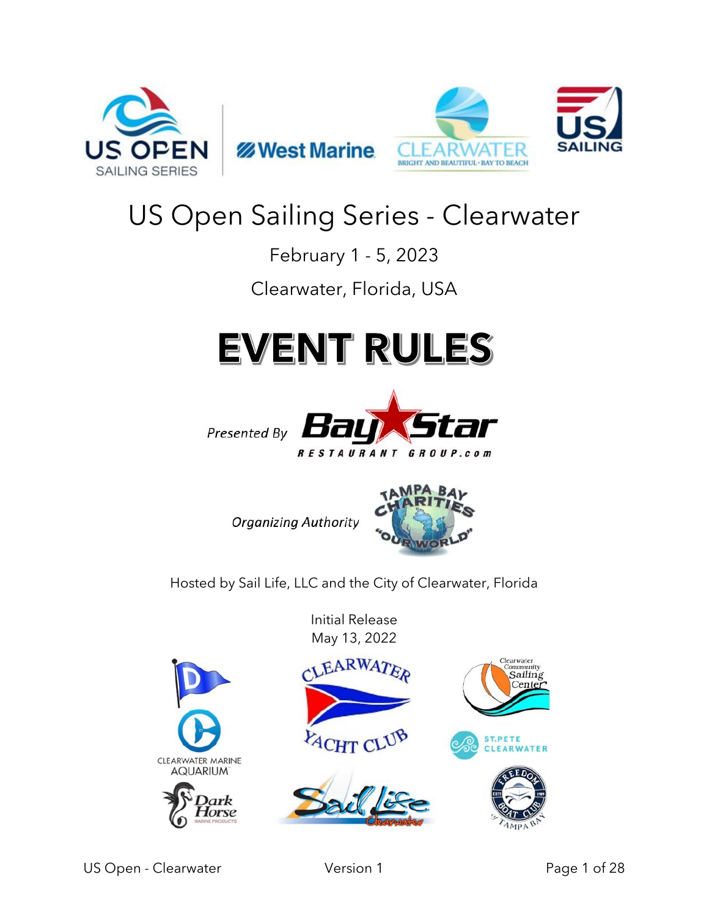# US Open Sailing Series - Clearwater

February 1 - 5, 2023

Clearwater, Florida, USA

# EVENT RULES

*Presented By*

*Organizing Authority*

Hosted by Sail Life, LLC and the City of Clearwater, Florida

Initial Release
May 13, 2022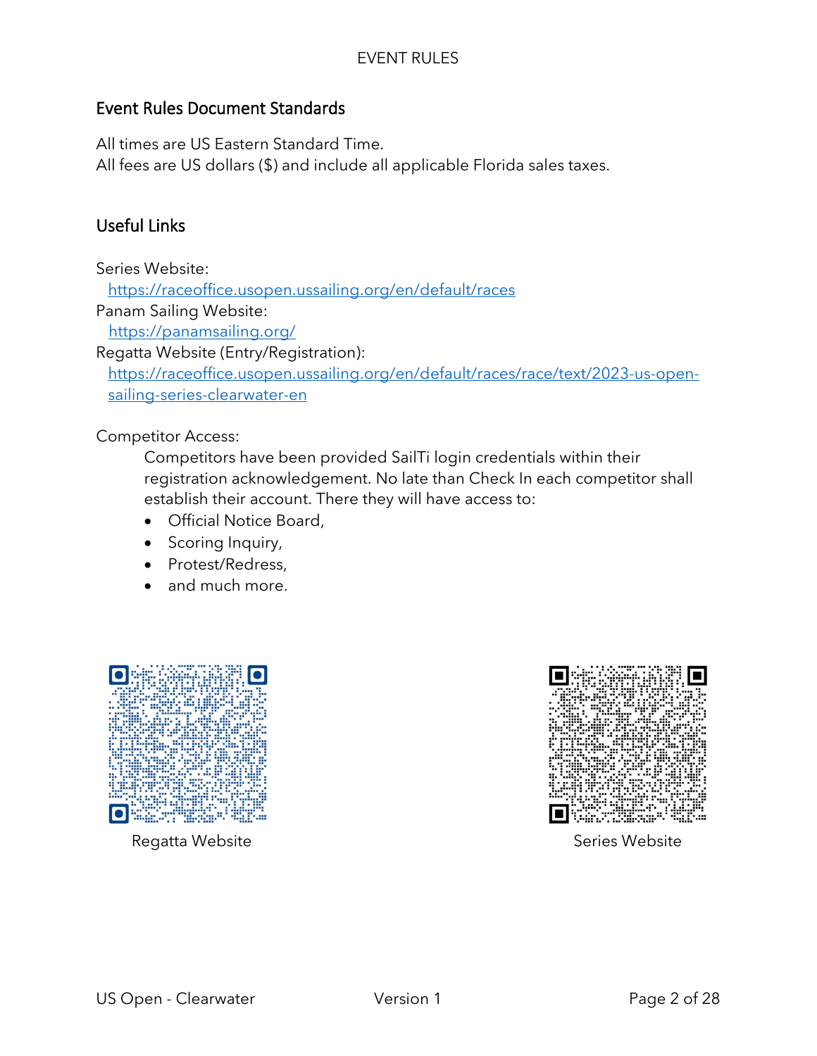## Event Rules Document Standards

All times are US Eastern Standard Time.
All fees are US dollars ($) and include all applicable Florida sales taxes.

## Useful Links

Series Website:
https://raceoffice.usopen.ussailing.org/en/default/races

Panam Sailing Website:
https://panamsailing.org/

Regatta Website (Entry/Registration):
https://raceoffice.usopen.ussailing.org/en/default/races/race/text/2023-us-open-sailing-series-clearwater-en

Competitor Access:

Competitors have been provided SailTi login credentials within their registration acknowledgement. No late than Check In each competitor shall establish their account. There they will have access to:

- Official Notice Board,
- Scoring Inquiry,
- Protest/Redress,
- and much more.

Regatta Website

Series Website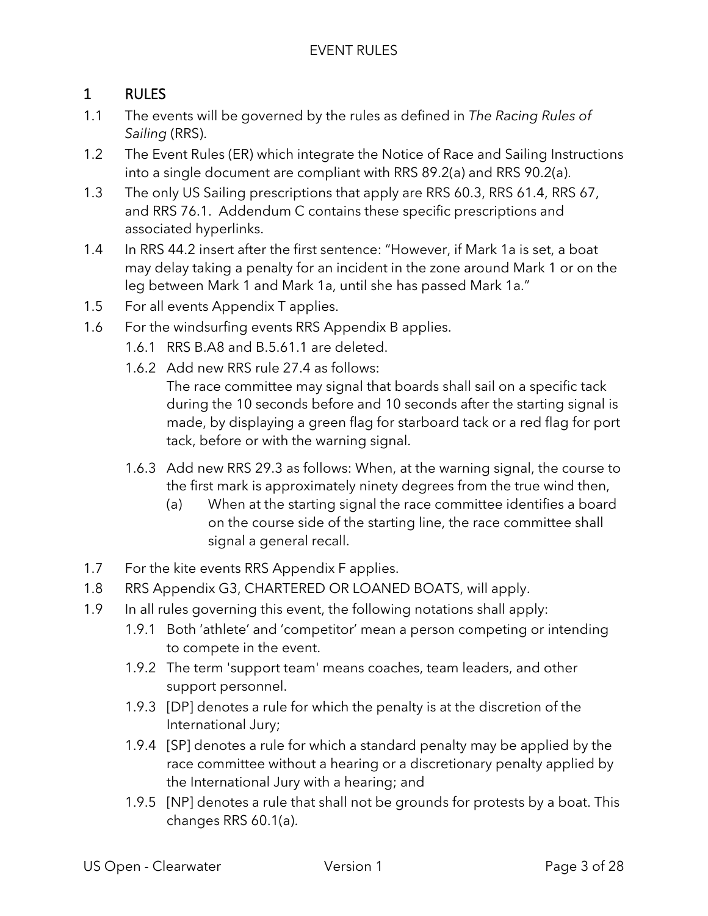## 1 RULES

1.1 The events will be governed by the rules as defined in *The Racing Rules of Sailing* (RRS).

1.2 The Event Rules (ER) which integrate the Notice of Race and Sailing Instructions into a single document are compliant with RRS 89.2(a) and RRS 90.2(a).

1.3 The only US Sailing prescriptions that apply are RRS 60.3, RRS 61.4, RRS 67, and RRS 76.1. Addendum C contains these specific prescriptions and associated hyperlinks.

1.4 In RRS 44.2 insert after the first sentence: "However, if Mark 1a is set, a boat may delay taking a penalty for an incident in the zone around Mark 1 or on the leg between Mark 1 and Mark 1a, until she has passed Mark 1a."

1.5 For all events Appendix T applies.

1.6 For the windsurfing events RRS Appendix B applies.

- 1.6.1 RRS B.A8 and B.5.61.1 are deleted.
- 1.6.2 Add new RRS rule 27.4 as follows:
  The race committee may signal that boards shall sail on a specific tack during the 10 seconds before and 10 seconds after the starting signal is made, by displaying a green flag for starboard tack or a red flag for port tack, before or with the warning signal.
- 1.6.3 Add new RRS 29.3 as follows: When, at the warning signal, the course to the first mark is approximately ninety degrees from the true wind then,
  - (a) When at the starting signal the race committee identifies a board on the course side of the starting line, the race committee shall signal a general recall.

1.7 For the kite events RRS Appendix F applies.

1.8 RRS Appendix G3, CHARTERED OR LOANED BOATS, will apply.

1.9 In all rules governing this event, the following notations shall apply:

- 1.9.1 Both 'athlete' and 'competitor' mean a person competing or intending to compete in the event.
- 1.9.2 The term 'support team' means coaches, team leaders, and other support personnel.
- 1.9.3 [DP] denotes a rule for which the penalty is at the discretion of the International Jury;
- 1.9.4 [SP] denotes a rule for which a standard penalty may be applied by the race committee without a hearing or a discretionary penalty applied by the International Jury with a hearing; and
- 1.9.5 [NP] denotes a rule that shall not be grounds for protests by a boat. This changes RRS 60.1(a).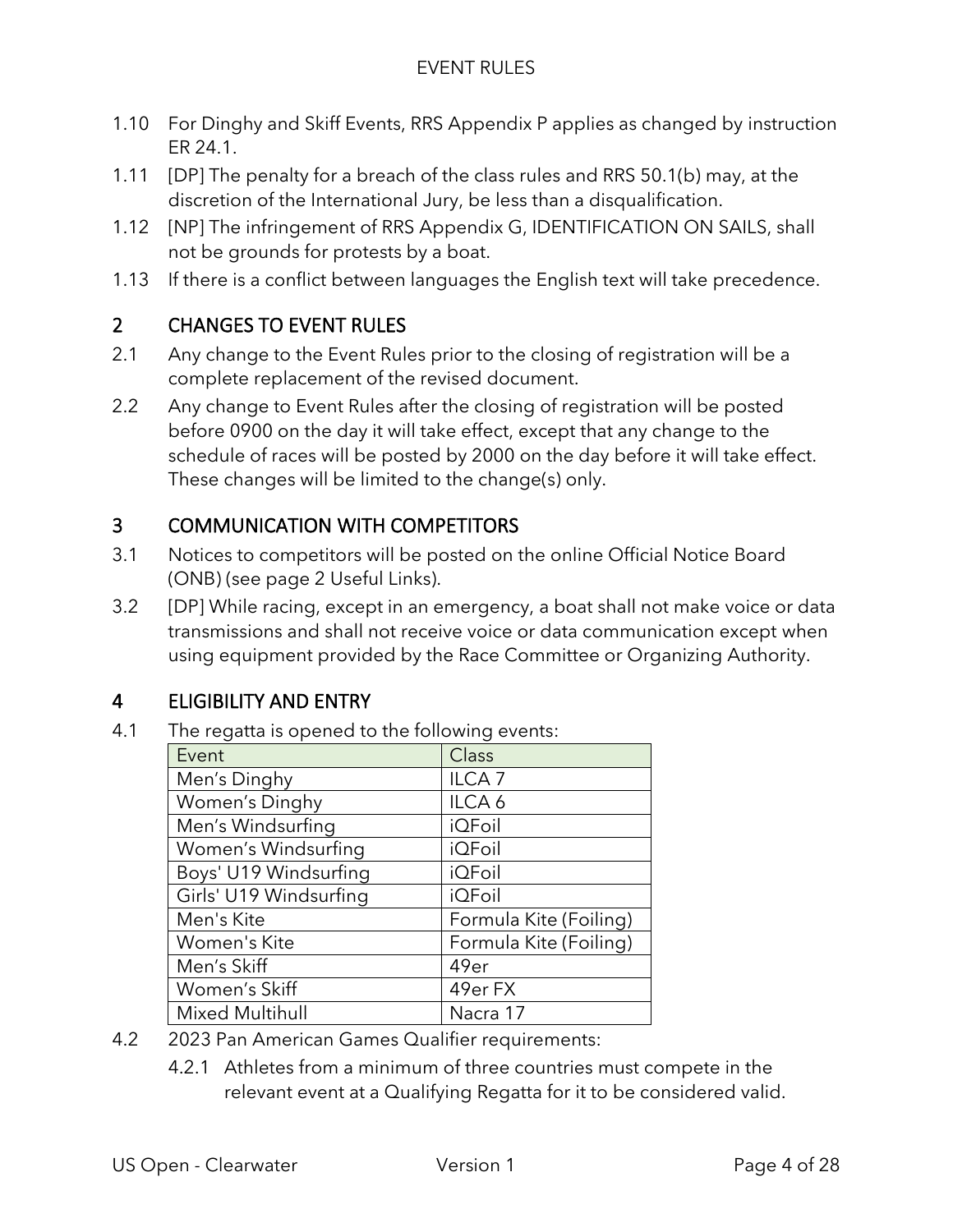1.10 For Dinghy and Skiff Events, RRS Appendix P applies as changed by instruction ER 24.1.

1.11 [DP] The penalty for a breach of the class rules and RRS 50.1(b) may, at the discretion of the International Jury, be less than a disqualification.

1.12 [NP] The infringement of RRS Appendix G, IDENTIFICATION ON SAILS, shall not be grounds for protests by a boat.

1.13 If there is a conflict between languages the English text will take precedence.

## 2 CHANGES TO EVENT RULES

2.1 Any change to the Event Rules prior to the closing of registration will be a complete replacement of the revised document.

2.2 Any change to Event Rules after the closing of registration will be posted before 0900 on the day it will take effect, except that any change to the schedule of races will be posted by 2000 on the day before it will take effect. These changes will be limited to the change(s) only.

## 3 COMMUNICATION WITH COMPETITORS

3.1 Notices to competitors will be posted on the online Official Notice Board (ONB) (see page 2 Useful Links).

3.2 [DP] While racing, except in an emergency, a boat shall not make voice or data transmissions and shall not receive voice or data communication except when using equipment provided by the Race Committee or Organizing Authority.

## 4 ELIGIBILITY AND ENTRY

4.1 The regatta is opened to the following events:

| Event | Class |
|---|---|
| Men’s Dinghy | ILCA 7 |
| Women’s Dinghy | ILCA 6 |
| Men’s Windsurfing | iQFoil |
| Women’s Windsurfing | iQFoil |
| Boys' U19 Windsurfing | iQFoil |
| Girls' U19 Windsurfing | iQFoil |
| Men's Kite | Formula Kite (Foiling) |
| Women's Kite | Formula Kite (Foiling) |
| Men’s Skiff | 49er |
| Women’s Skiff | 49er FX |
| Mixed Multihull | Nacra 17 |

4.2 2023 Pan American Games Qualifier requirements:

4.2.1 Athletes from a minimum of three countries must compete in the relevant event at a Qualifying Regatta for it to be considered valid.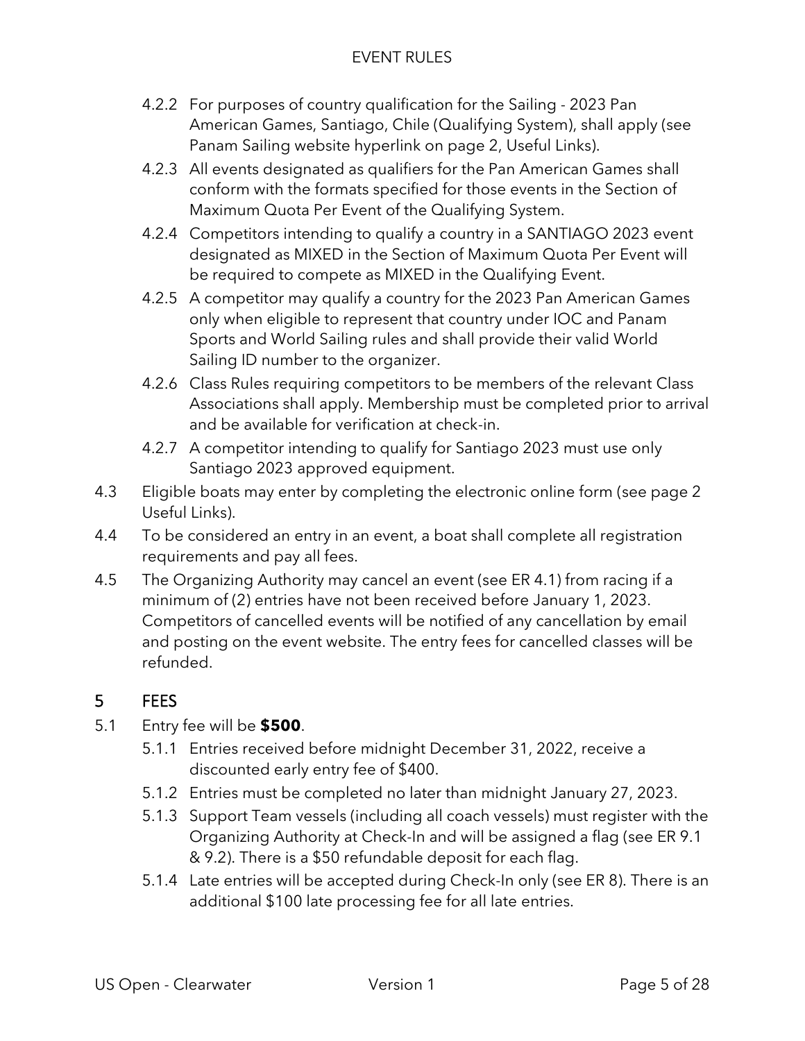4.2.2 For purposes of country qualification for the Sailing - 2023 Pan American Games, Santiago, Chile (Qualifying System), shall apply (see Panam Sailing website hyperlink on page 2, Useful Links).

4.2.3 All events designated as qualifiers for the Pan American Games shall conform with the formats specified for those events in the Section of Maximum Quota Per Event of the Qualifying System.

4.2.4 Competitors intending to qualify a country in a SANTIAGO 2023 event designated as MIXED in the Section of Maximum Quota Per Event will be required to compete as MIXED in the Qualifying Event.

4.2.5 A competitor may qualify a country for the 2023 Pan American Games only when eligible to represent that country under IOC and Panam Sports and World Sailing rules and shall provide their valid World Sailing ID number to the organizer.

4.2.6 Class Rules requiring competitors to be members of the relevant Class Associations shall apply. Membership must be completed prior to arrival and be available for verification at check-in.

4.2.7 A competitor intending to qualify for Santiago 2023 must use only Santiago 2023 approved equipment.

4.3 Eligible boats may enter by completing the electronic online form (see page 2 Useful Links).

4.4 To be considered an entry in an event, a boat shall complete all registration requirements and pay all fees.

4.5 The Organizing Authority may cancel an event (see ER 4.1) from racing if a minimum of (2) entries have not been received before January 1, 2023. Competitors of cancelled events will be notified of any cancellation by email and posting on the event website. The entry fees for cancelled classes will be refunded.

## 5 FEES

5.1 Entry fee will be **$500**.

5.1.1 Entries received before midnight December 31, 2022, receive a discounted early entry fee of $400.

5.1.2 Entries must be completed no later than midnight January 27, 2023.

5.1.3 Support Team vessels (including all coach vessels) must register with the Organizing Authority at Check-In and will be assigned a flag (see ER 9.1 & 9.2). There is a $50 refundable deposit for each flag.

5.1.4 Late entries will be accepted during Check-In only (see ER 8). There is an additional $100 late processing fee for all late entries.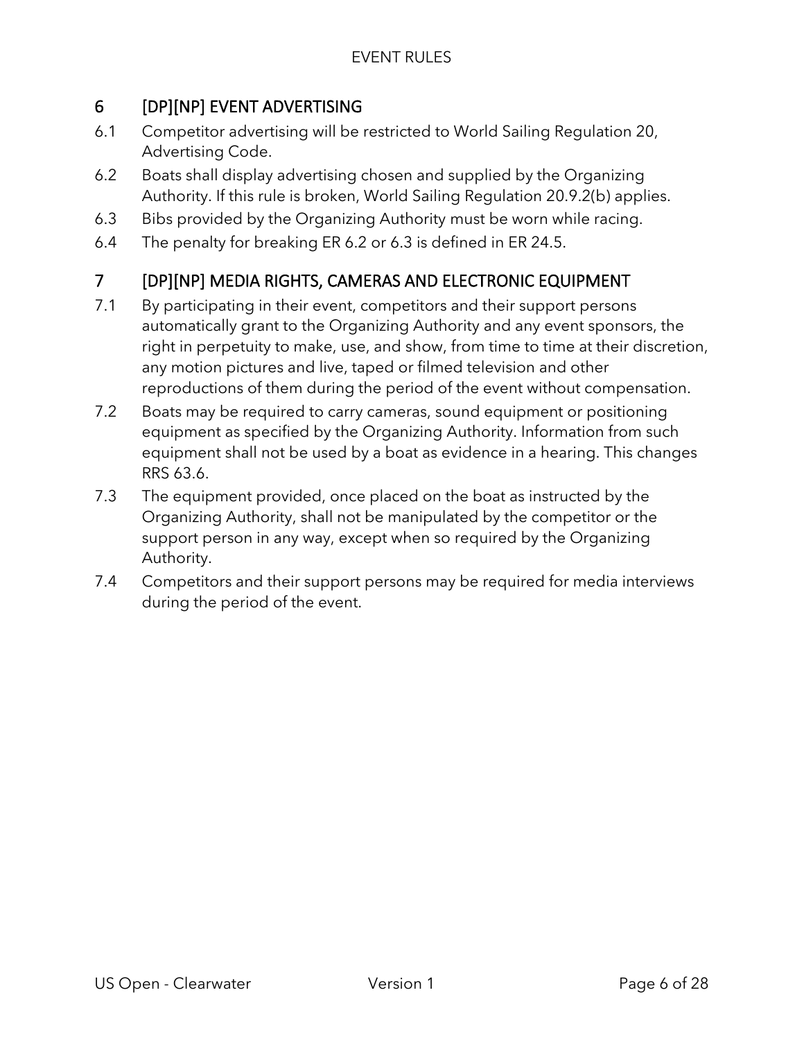## 6 [DP][NP] EVENT ADVERTISING

6.1 Competitor advertising will be restricted to World Sailing Regulation 20, Advertising Code.

6.2 Boats shall display advertising chosen and supplied by the Organizing Authority. If this rule is broken, World Sailing Regulation 20.9.2(b) applies.

6.3 Bibs provided by the Organizing Authority must be worn while racing.

6.4 The penalty for breaking ER 6.2 or 6.3 is defined in ER 24.5.

## 7 [DP][NP] MEDIA RIGHTS, CAMERAS AND ELECTRONIC EQUIPMENT

7.1 By participating in their event, competitors and their support persons automatically grant to the Organizing Authority and any event sponsors, the right in perpetuity to make, use, and show, from time to time at their discretion, any motion pictures and live, taped or filmed television and other reproductions of them during the period of the event without compensation.

7.2 Boats may be required to carry cameras, sound equipment or positioning equipment as specified by the Organizing Authority. Information from such equipment shall not be used by a boat as evidence in a hearing. This changes RRS 63.6.

7.3 The equipment provided, once placed on the boat as instructed by the Organizing Authority, shall not be manipulated by the competitor or the support person in any way, except when so required by the Organizing Authority.

7.4 Competitors and their support persons may be required for media interviews during the period of the event.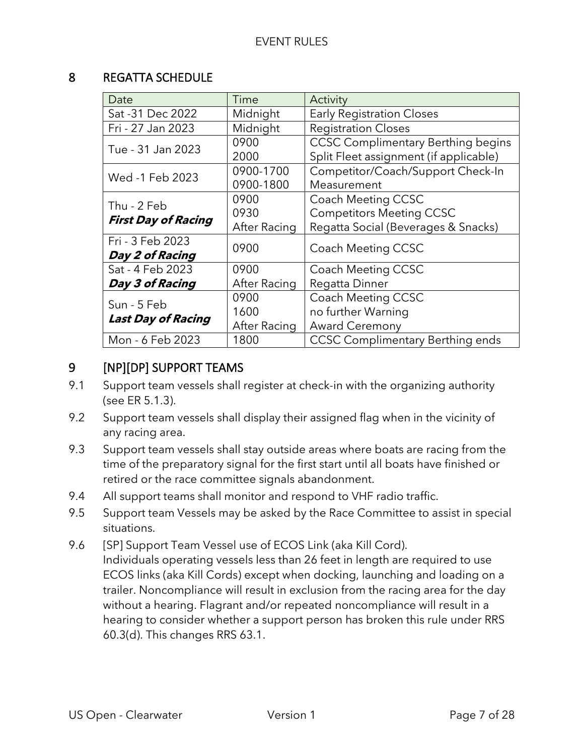## 8 REGATTA SCHEDULE

| Date | Time | Activity |
| --- | --- | --- |
| Sat -31 Dec 2022 | Midnight | Early Registration Closes |
| Fri - 27 Jan 2023 | Midnight | Registration Closes |
| Tue - 31 Jan 2023 | 0900<br>2000 | CCSC Complimentary Berthing begins<br>Split Fleet assignment (if applicable) |
| Wed -1 Feb 2023 | 0900-1700<br>0900-1800 | Competitor/Coach/Support Check-In<br>Measurement |
| Thu - 2 Feb<br>***First Day of Racing*** | 0900<br>0930<br>After Racing | Coach Meeting CCSC<br>Competitors Meeting CCSC<br>Regatta Social (Beverages & Snacks) |
| Fri - 3 Feb 2023<br>***Day 2 of Racing*** | 0900 | Coach Meeting CCSC |
| Sat - 4 Feb 2023<br>***Day 3 of Racing*** | 0900<br>After Racing | Coach Meeting CCSC<br>Regatta Dinner |
| Sun - 5 Feb<br>***Last Day of Racing*** | 0900<br>1600<br>After Racing | Coach Meeting CCSC<br>no further Warning<br>Award Ceremony |
| Mon - 6 Feb 2023 | 1800 | CCSC Complimentary Berthing ends |

## 9 [NP][DP] SUPPORT TEAMS

9.1 Support team vessels shall register at check-in with the organizing authority (see ER 5.1.3).

9.2 Support team vessels shall display their assigned flag when in the vicinity of any racing area.

9.3 Support team vessels shall stay outside areas where boats are racing from the time of the preparatory signal for the first start until all boats have finished or retired or the race committee signals abandonment.

9.4 All support teams shall monitor and respond to VHF radio traffic.

9.5 Support team Vessels may be asked by the Race Committee to assist in special situations.

9.6 [SP] Support Team Vessel use of ECOS Link (aka Kill Cord).
Individuals operating vessels less than 26 feet in length are required to use ECOS links (aka Kill Cords) except when docking, launching and loading on a trailer. Noncompliance will result in exclusion from the racing area for the day without a hearing. Flagrant and/or repeated noncompliance will result in a hearing to consider whether a support person has broken this rule under RRS 60.3(d). This changes RRS 63.1.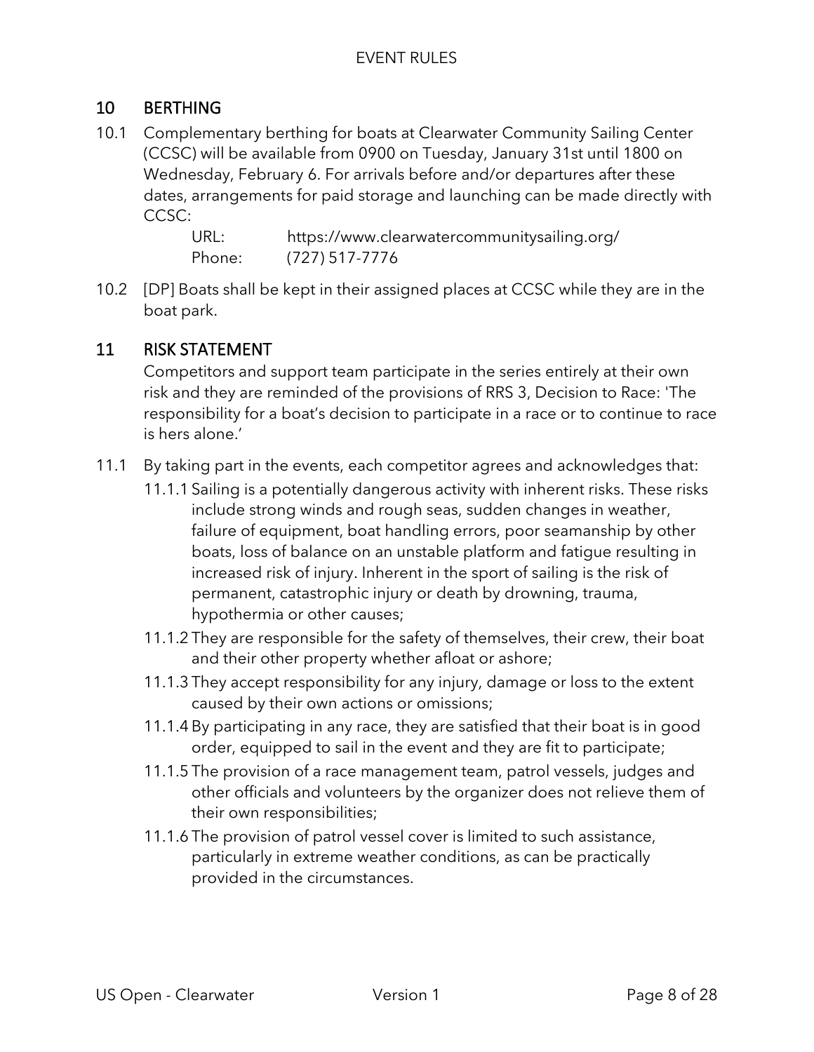## 10 BERTHING

10.1 Complementary berthing for boats at Clearwater Community Sailing Center (CCSC) will be available from 0900 on Tuesday, January 31st until 1800 on Wednesday, February 6. For arrivals before and/or departures after these dates, arrangements for paid storage and launching can be made directly with CCSC:

URL: https://www.clearwatercommunitysailing.org/
Phone: (727) 517-7776

10.2 [DP] Boats shall be kept in their assigned places at CCSC while they are in the boat park.

## 11 RISK STATEMENT

Competitors and support team participate in the series entirely at their own risk and they are reminded of the provisions of RRS 3, Decision to Race: 'The responsibility for a boat's decision to participate in a race or to continue to race is hers alone.'

11.1 By taking part in the events, each competitor agrees and acknowledges that:

11.1.1 Sailing is a potentially dangerous activity with inherent risks. These risks include strong winds and rough seas, sudden changes in weather, failure of equipment, boat handling errors, poor seamanship by other boats, loss of balance on an unstable platform and fatigue resulting in increased risk of injury. Inherent in the sport of sailing is the risk of permanent, catastrophic injury or death by drowning, trauma, hypothermia or other causes;

11.1.2 They are responsible for the safety of themselves, their crew, their boat and their other property whether afloat or ashore;

11.1.3 They accept responsibility for any injury, damage or loss to the extent caused by their own actions or omissions;

11.1.4 By participating in any race, they are satisfied that their boat is in good order, equipped to sail in the event and they are fit to participate;

11.1.5 The provision of a race management team, patrol vessels, judges and other officials and volunteers by the organizer does not relieve them of their own responsibilities;

11.1.6 The provision of patrol vessel cover is limited to such assistance, particularly in extreme weather conditions, as can be practically provided in the circumstances.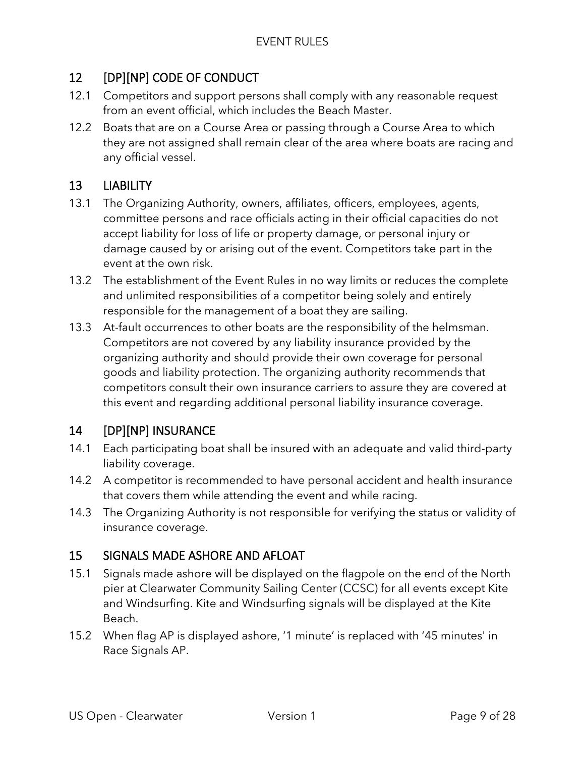## 12 [DP][NP] CODE OF CONDUCT

12.1 Competitors and support persons shall comply with any reasonable request from an event official, which includes the Beach Master.

12.2 Boats that are on a Course Area or passing through a Course Area to which they are not assigned shall remain clear of the area where boats are racing and any official vessel.

## 13 LIABILITY

13.1 The Organizing Authority, owners, affiliates, officers, employees, agents, committee persons and race officials acting in their official capacities do not accept liability for loss of life or property damage, or personal injury or damage caused by or arising out of the event. Competitors take part in the event at the own risk.

13.2 The establishment of the Event Rules in no way limits or reduces the complete and unlimited responsibilities of a competitor being solely and entirely responsible for the management of a boat they are sailing.

13.3 At-fault occurrences to other boats are the responsibility of the helmsman. Competitors are not covered by any liability insurance provided by the organizing authority and should provide their own coverage for personal goods and liability protection. The organizing authority recommends that competitors consult their own insurance carriers to assure they are covered at this event and regarding additional personal liability insurance coverage.

## 14 [DP][NP] INSURANCE

14.1 Each participating boat shall be insured with an adequate and valid third-party liability coverage.

14.2 A competitor is recommended to have personal accident and health insurance that covers them while attending the event and while racing.

14.3 The Organizing Authority is not responsible for verifying the status or validity of insurance coverage.

## 15 SIGNALS MADE ASHORE AND AFLOAT

15.1 Signals made ashore will be displayed on the flagpole on the end of the North pier at Clearwater Community Sailing Center (CCSC) for all events except Kite and Windsurfing. Kite and Windsurfing signals will be displayed at the Kite Beach.

15.2 When flag AP is displayed ashore, '1 minute' is replaced with '45 minutes' in Race Signals AP.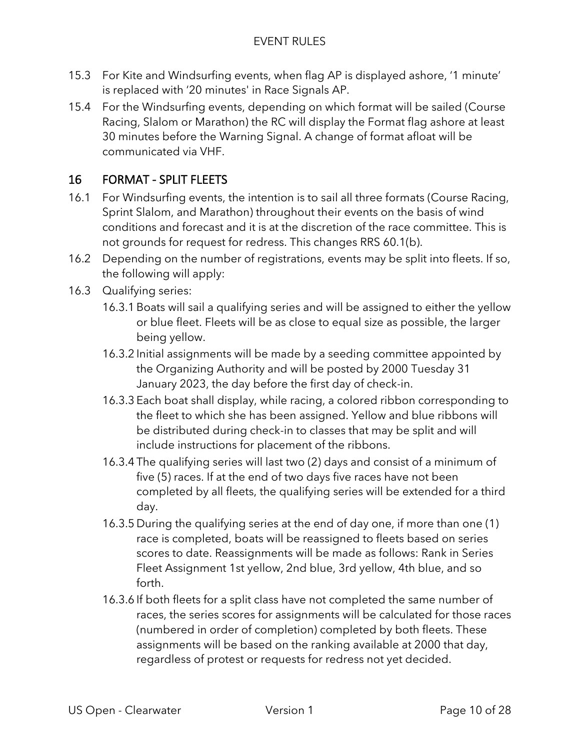15.3 For Kite and Windsurfing events, when flag AP is displayed ashore, '1 minute' is replaced with '20 minutes' in Race Signals AP.

15.4 For the Windsurfing events, depending on which format will be sailed (Course Racing, Slalom or Marathon) the RC will display the Format flag ashore at least 30 minutes before the Warning Signal. A change of format afloat will be communicated via VHF.

## 16 FORMAT - SPLIT FLEETS

16.1 For Windsurfing events, the intention is to sail all three formats (Course Racing, Sprint Slalom, and Marathon) throughout their events on the basis of wind conditions and forecast and it is at the discretion of the race committee. This is not grounds for request for redress. This changes RRS 60.1(b).

16.2 Depending on the number of registrations, events may be split into fleets. If so, the following will apply:

16.3 Qualifying series:

- 16.3.1 Boats will sail a qualifying series and will be assigned to either the yellow or blue fleet. Fleets will be as close to equal size as possible, the larger being yellow.
- 16.3.2 Initial assignments will be made by a seeding committee appointed by the Organizing Authority and will be posted by 2000 Tuesday 31 January 2023, the day before the first day of check-in.
- 16.3.3 Each boat shall display, while racing, a colored ribbon corresponding to the fleet to which she has been assigned. Yellow and blue ribbons will be distributed during check-in to classes that may be split and will include instructions for placement of the ribbons.
- 16.3.4 The qualifying series will last two (2) days and consist of a minimum of five (5) races. If at the end of two days five races have not been completed by all fleets, the qualifying series will be extended for a third day.
- 16.3.5 During the qualifying series at the end of day one, if more than one (1) race is completed, boats will be reassigned to fleets based on series scores to date. Reassignments will be made as follows: Rank in Series Fleet Assignment 1st yellow, 2nd blue, 3rd yellow, 4th blue, and so forth.
- 16.3.6 If both fleets for a split class have not completed the same number of races, the series scores for assignments will be calculated for those races (numbered in order of completion) completed by both fleets. These assignments will be based on the ranking available at 2000 that day, regardless of protest or requests for redress not yet decided.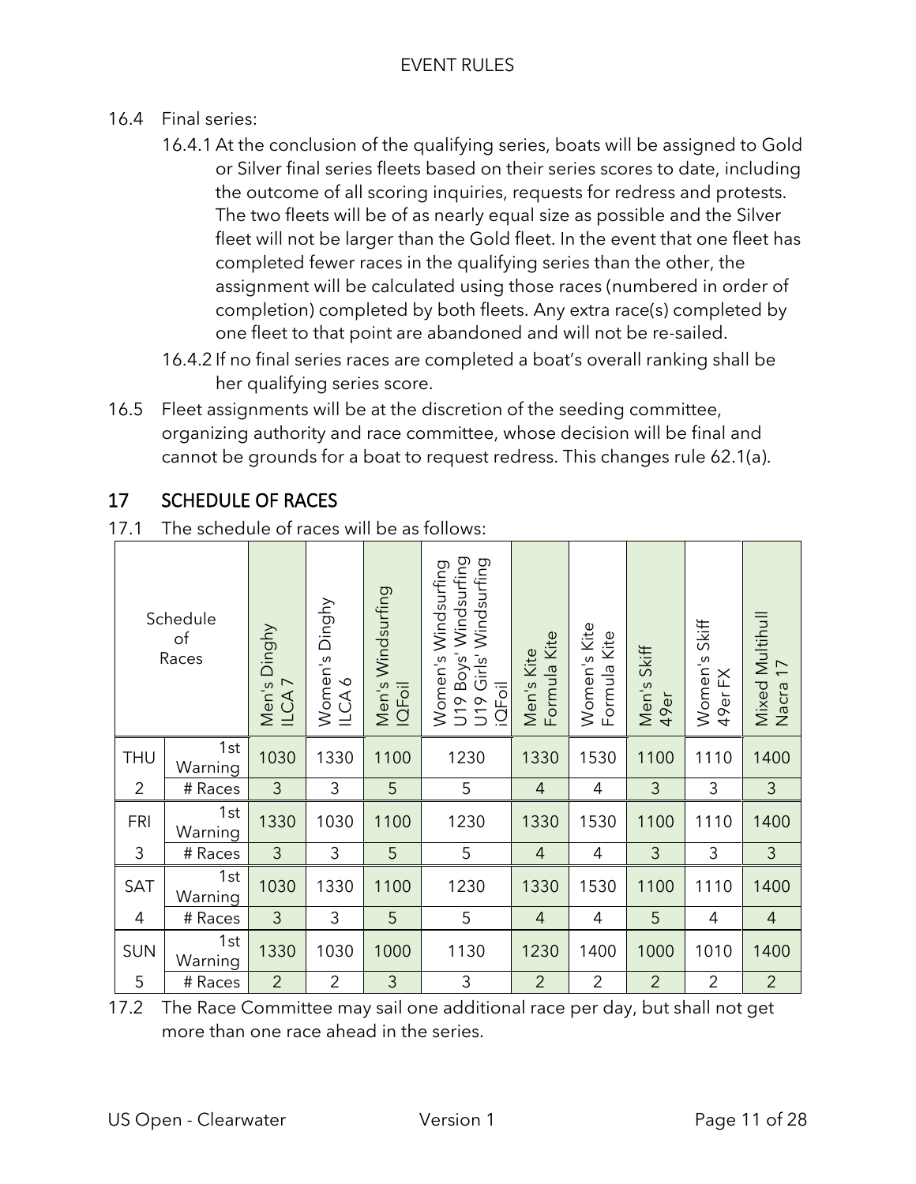16.4 Final series:

16.4.1 At the conclusion of the qualifying series, boats will be assigned to Gold or Silver final series fleets based on their series scores to date, including the outcome of all scoring inquiries, requests for redress and protests. The two fleets will be of as nearly equal size as possible and the Silver fleet will not be larger than the Gold fleet. In the event that one fleet has completed fewer races in the qualifying series than the other, the assignment will be calculated using those races (numbered in order of completion) completed by both fleets. Any extra race(s) completed by one fleet to that point are abandoned and will not be re-sailed.

16.4.2 If no final series races are completed a boat's overall ranking shall be her qualifying series score.

16.5 Fleet assignments will be at the discretion of the seeding committee, organizing authority and race committee, whose decision will be final and cannot be grounds for a boat to request redress. This changes rule 62.1(a).

## 17 SCHEDULE OF RACES

17.1 The schedule of races will be as follows:

| Schedule of Races | | Men's Dinghy ILCA 7 | Women's Dinghy ILCA 6 | Men's Windsurfing IQFoil | Women's Windsurfing U19 Boys' Windsurfing U19 Girls' Windsurfing iQFoil | Men's Kite Formula Kite | Women's Kite Formula Kite | Men's Skiff 49er | Women's Skiff 49er FX | Mixed Multihull Nacra 17 |
|---|---|---|---|---|---|---|---|---|---|---|
| THU | 1st Warning | 1030 | 1330 | 1100 | 1230 | 1330 | 1530 | 1100 | 1110 | 1400 |
| 2 | # Races | 3 | 3 | 5 | 5 | 4 | 4 | 3 | 3 | 3 |
| FRI | 1st Warning | 1330 | 1030 | 1100 | 1230 | 1330 | 1530 | 1100 | 1110 | 1400 |
| 3 | # Races | 3 | 3 | 5 | 5 | 4 | 4 | 3 | 3 | 3 |
| SAT | 1st Warning | 1030 | 1330 | 1100 | 1230 | 1330 | 1530 | 1100 | 1110 | 1400 |
| 4 | # Races | 3 | 3 | 5 | 5 | 4 | 4 | 5 | 4 | 4 |
| SUN | 1st Warning | 1330 | 1030 | 1000 | 1130 | 1230 | 1400 | 1000 | 1010 | 1400 |
| 5 | # Races | 2 | 2 | 3 | 3 | 2 | 2 | 2 | 2 | 2 |

17.2 The Race Committee may sail one additional race per day, but shall not get more than one race ahead in the series.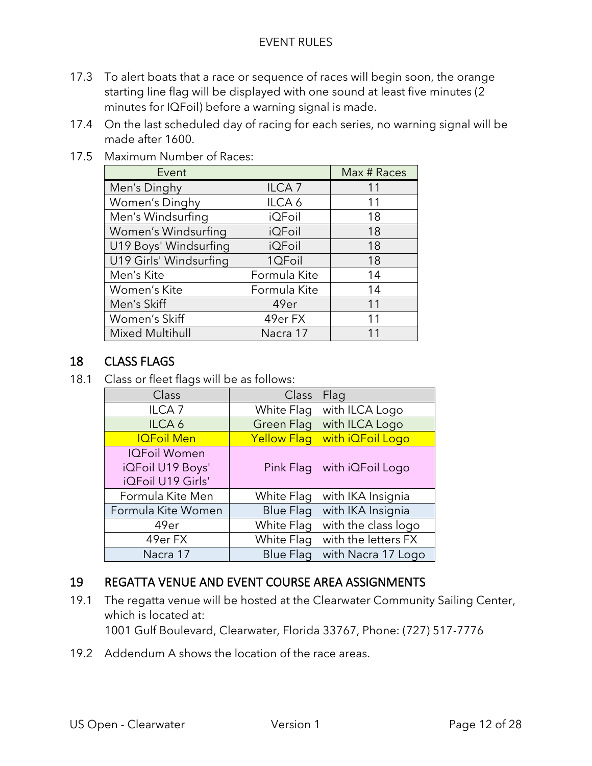17.3 To alert boats that a race or sequence of races will begin soon, the orange starting line flag will be displayed with one sound at least five minutes (2 minutes for IQFoil) before a warning signal is made.

17.4 On the last scheduled day of racing for each series, no warning signal will be made after 1600.

17.5 Maximum Number of Races:

| Event | | Max # Races |
|---|---|---|
| Men's Dinghy | ILCA 7 | 11 |
| Women's Dinghy | ILCA 6 | 11 |
| Men's Windsurfing | iQFoil | 18 |
| Women's Windsurfing | iQFoil | 18 |
| U19 Boys' Windsurfing | iQFoil | 18 |
| U19 Girls' Windsurfing | 1QFoil | 18 |
| Men's Kite | Formula Kite | 14 |
| Women's Kite | Formula Kite | 14 |
| Men's Skiff | 49er | 11 |
| Women's Skiff | 49er FX | 11 |
| Mixed Multihull | Nacra 17 | 11 |

## 18 CLASS FLAGS

18.1 Class or fleet flags will be as follows:

| Class | Class Flag |
|---|---|
| ILCA 7 | White Flag with ILCA Logo |
| ILCA 6 | Green Flag with ILCA Logo |
| IQFoil Men | Yellow Flag with iQFoil Logo |
| IQFoil Women<br>iQFoil U19 Boys'<br>iQFoil U19 Girls' | Pink Flag with iQFoil Logo |
| Formula Kite Men | White Flag with IKA Insignia |
| Formula Kite Women | Blue Flag with IKA Insignia |
| 49er | White Flag with the class logo |
| 49er FX | White Flag with the letters FX |
| Nacra 17 | Blue Flag with Nacra 17 Logo |

## 19 REGATTA VENUE AND EVENT COURSE AREA ASSIGNMENTS

19.1 The regatta venue will be hosted at the Clearwater Community Sailing Center, which is located at:
1001 Gulf Boulevard, Clearwater, Florida 33767, Phone: (727) 517-7776

19.2 Addendum A shows the location of the race areas.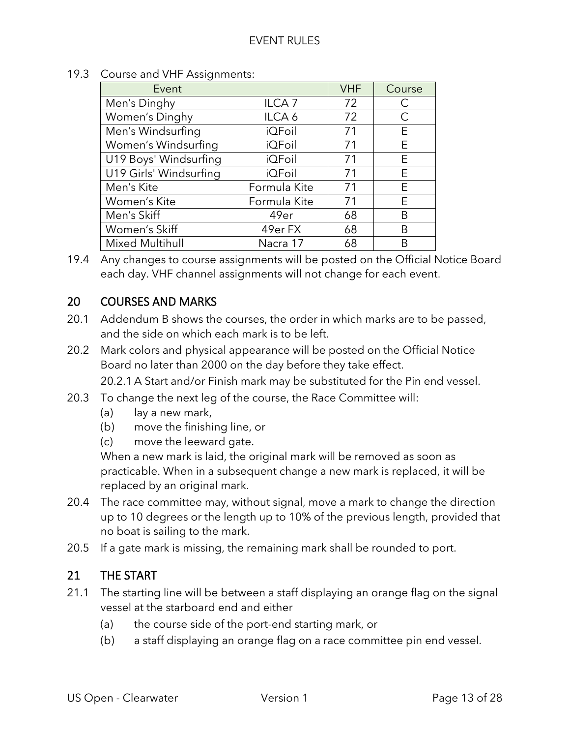19.3 Course and VHF Assignments:

| Event | | VHF | Course |
|---|---|---|---|
| Men's Dinghy | ILCA 7 | 72 | C |
| Women's Dinghy | ILCA 6 | 72 | C |
| Men's Windsurfing | iQFoil | 71 | E |
| Women's Windsurfing | iQFoil | 71 | E |
| U19 Boys' Windsurfing | iQFoil | 71 | E |
| U19 Girls' Windsurfing | iQFoil | 71 | E |
| Men's Kite | Formula Kite | 71 | E |
| Women's Kite | Formula Kite | 71 | E |
| Men's Skiff | 49er | 68 | B |
| Women's Skiff | 49er FX | 68 | B |
| Mixed Multihull | Nacra 17 | 68 | B |

19.4 Any changes to course assignments will be posted on the Official Notice Board each day. VHF channel assignments will not change for each event.

## 20 COURSES AND MARKS

20.1 Addendum B shows the courses, the order in which marks are to be passed, and the side on which each mark is to be left.

20.2 Mark colors and physical appearance will be posted on the Official Notice Board no later than 2000 on the day before they take effect.

20.2.1 A Start and/or Finish mark may be substituted for the Pin end vessel.

20.3 To change the next leg of the course, the Race Committee will:

(a) lay a new mark,

(b) move the finishing line, or

(c) move the leeward gate.

When a new mark is laid, the original mark will be removed as soon as practicable. When in a subsequent change a new mark is replaced, it will be replaced by an original mark.

20.4 The race committee may, without signal, move a mark to change the direction up to 10 degrees or the length up to 10% of the previous length, provided that no boat is sailing to the mark.

20.5 If a gate mark is missing, the remaining mark shall be rounded to port.

## 21 THE START

21.1 The starting line will be between a staff displaying an orange flag on the signal vessel at the starboard end and either

(a) the course side of the port-end starting mark, or

(b) a staff displaying an orange flag on a race committee pin end vessel.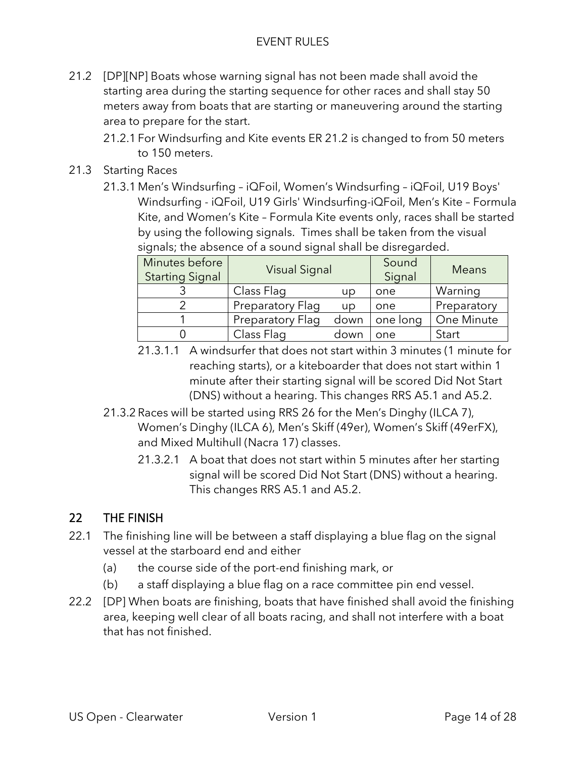21.2 [DP][NP] Boats whose warning signal has not been made shall avoid the starting area during the starting sequence for other races and shall stay 50 meters away from boats that are starting or maneuvering around the starting area to prepare for the start.

21.2.1 For Windsurfing and Kite events ER 21.2 is changed to from 50 meters to 150 meters.

21.3 Starting Races

21.3.1 Men's Windsurfing – iQFoil, Women's Windsurfing – iQFoil, U19 Boys' Windsurfing - iQFoil, U19 Girls' Windsurfing-iQFoil, Men's Kite – Formula Kite, and Women's Kite – Formula Kite events only, races shall be started by using the following signals. Times shall be taken from the visual signals; the absence of a sound signal shall be disregarded.

| Minutes before Starting Signal | Visual Signal | | Sound Signal | Means |
|---|---|---|---|---|
| 3 | Class Flag | up | one | Warning |
| 2 | Preparatory Flag | up | one | Preparatory |
| 1 | Preparatory Flag | down | one long | One Minute |
| 0 | Class Flag | down | one | Start |

21.3.1.1 A windsurfer that does not start within 3 minutes (1 minute for reaching starts), or a kiteboarder that does not start within 1 minute after their starting signal will be scored Did Not Start (DNS) without a hearing. This changes RRS A5.1 and A5.2.

21.3.2 Races will be started using RRS 26 for the Men's Dinghy (ILCA 7), Women's Dinghy (ILCA 6), Men's Skiff (49er), Women's Skiff (49erFX), and Mixed Multihull (Nacra 17) classes.

21.3.2.1 A boat that does not start within 5 minutes after her starting signal will be scored Did Not Start (DNS) without a hearing. This changes RRS A5.1 and A5.2.

## 22 THE FINISH

22.1 The finishing line will be between a staff displaying a blue flag on the signal vessel at the starboard end and either

(a) the course side of the port-end finishing mark, or

(b) a staff displaying a blue flag on a race committee pin end vessel.

22.2 [DP] When boats are finishing, boats that have finished shall avoid the finishing area, keeping well clear of all boats racing, and shall not interfere with a boat that has not finished.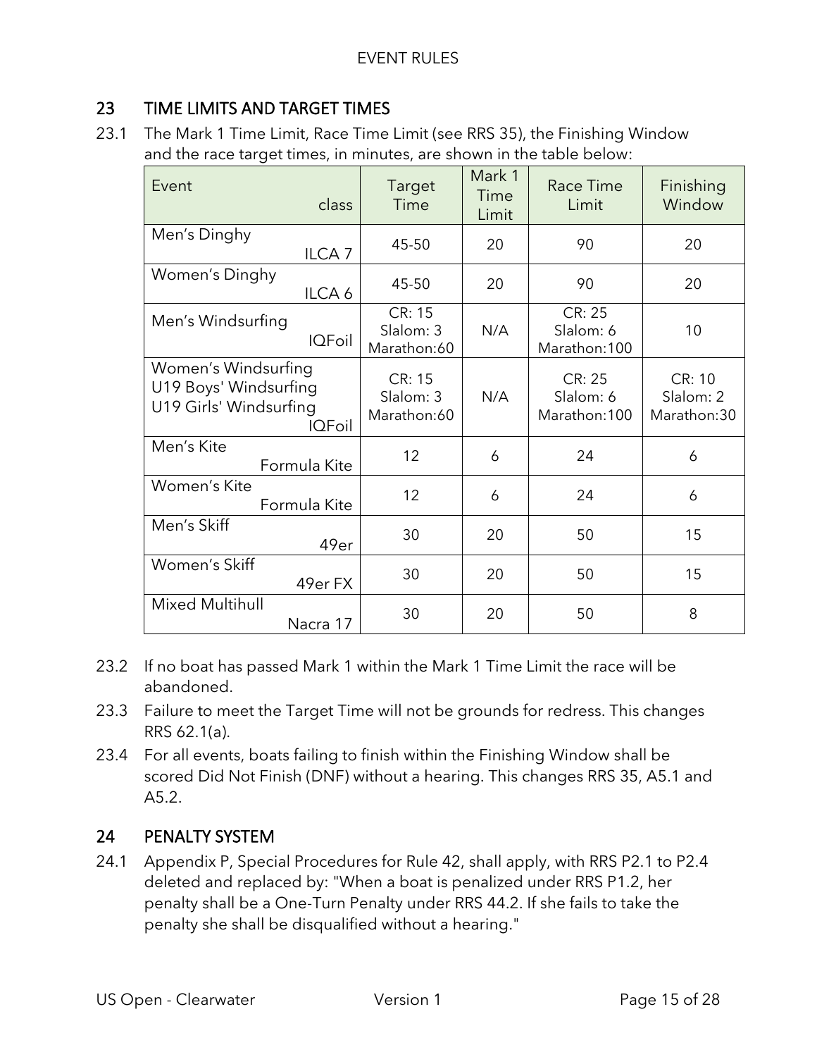## 23 TIME LIMITS AND TARGET TIMES

23.1 The Mark 1 Time Limit, Race Time Limit (see RRS 35), the Finishing Window and the race target times, in minutes, are shown in the table below:

| Event class | Target Time | Mark 1 Time Limit | Race Time Limit | Finishing Window |
|---|---|---|---|---|
| Men's Dinghy ILCA 7 | 45-50 | 20 | 90 | 20 |
| Women's Dinghy ILCA 6 | 45-50 | 20 | 90 | 20 |
| Men's Windsurfing IQFoil | CR: 15<br>Slalom: 3<br>Marathon:60 | N/A | CR: 25<br>Slalom: 6<br>Marathon:100 | 10 |
| Women's Windsurfing<br>U19 Boys' Windsurfing<br>U19 Girls' Windsurfing IQFoil | CR: 15<br>Slalom: 3<br>Marathon:60 | N/A | CR: 25<br>Slalom: 6<br>Marathon:100 | CR: 10<br>Slalom: 2<br>Marathon:30 |
| Men's Kite Formula Kite | 12 | 6 | 24 | 6 |
| Women's Kite Formula Kite | 12 | 6 | 24 | 6 |
| Men's Skiff 49er | 30 | 20 | 50 | 15 |
| Women's Skiff 49er FX | 30 | 20 | 50 | 15 |
| Mixed Multihull Nacra 17 | 30 | 20 | 50 | 8 |

23.2 If no boat has passed Mark 1 within the Mark 1 Time Limit the race will be abandoned.

23.3 Failure to meet the Target Time will not be grounds for redress. This changes RRS 62.1(a).

23.4 For all events, boats failing to finish within the Finishing Window shall be scored Did Not Finish (DNF) without a hearing. This changes RRS 35, A5.1 and A5.2.

## 24 PENALTY SYSTEM

24.1 Appendix P, Special Procedures for Rule 42, shall apply, with RRS P2.1 to P2.4 deleted and replaced by: "When a boat is penalized under RRS P1.2, her penalty shall be a One-Turn Penalty under RRS 44.2. If she fails to take the penalty she shall be disqualified without a hearing."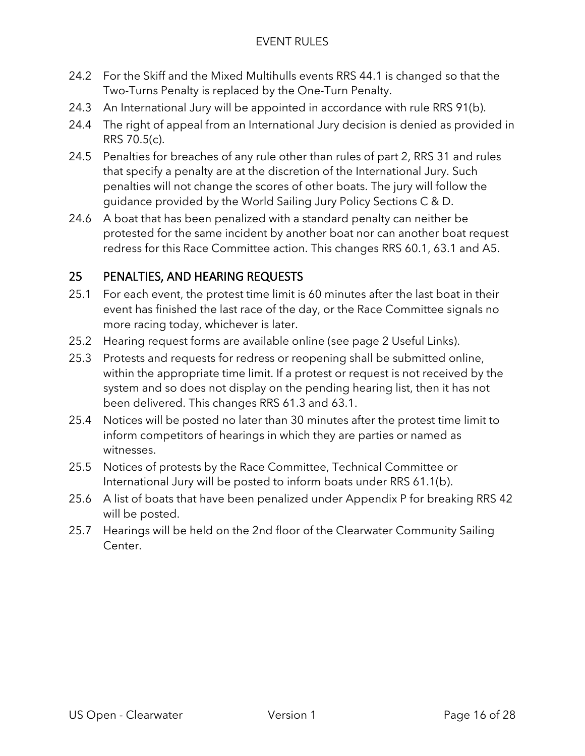24.2 For the Skiff and the Mixed Multihulls events RRS 44.1 is changed so that the Two-Turns Penalty is replaced by the One-Turn Penalty.

24.3 An International Jury will be appointed in accordance with rule RRS 91(b).

24.4 The right of appeal from an International Jury decision is denied as provided in RRS 70.5(c).

24.5 Penalties for breaches of any rule other than rules of part 2, RRS 31 and rules that specify a penalty are at the discretion of the International Jury. Such penalties will not change the scores of other boats. The jury will follow the guidance provided by the World Sailing Jury Policy Sections C & D.

24.6 A boat that has been penalized with a standard penalty can neither be protested for the same incident by another boat nor can another boat request redress for this Race Committee action. This changes RRS 60.1, 63.1 and A5.

## 25 PENALTIES, AND HEARING REQUESTS

25.1 For each event, the protest time limit is 60 minutes after the last boat in their event has finished the last race of the day, or the Race Committee signals no more racing today, whichever is later.

25.2 Hearing request forms are available online (see page 2 Useful Links).

25.3 Protests and requests for redress or reopening shall be submitted online, within the appropriate time limit. If a protest or request is not received by the system and so does not display on the pending hearing list, then it has not been delivered. This changes RRS 61.3 and 63.1.

25.4 Notices will be posted no later than 30 minutes after the protest time limit to inform competitors of hearings in which they are parties or named as witnesses.

25.5 Notices of protests by the Race Committee, Technical Committee or International Jury will be posted to inform boats under RRS 61.1(b).

25.6 A list of boats that have been penalized under Appendix P for breaking RRS 42 will be posted.

25.7 Hearings will be held on the 2nd floor of the Clearwater Community Sailing Center.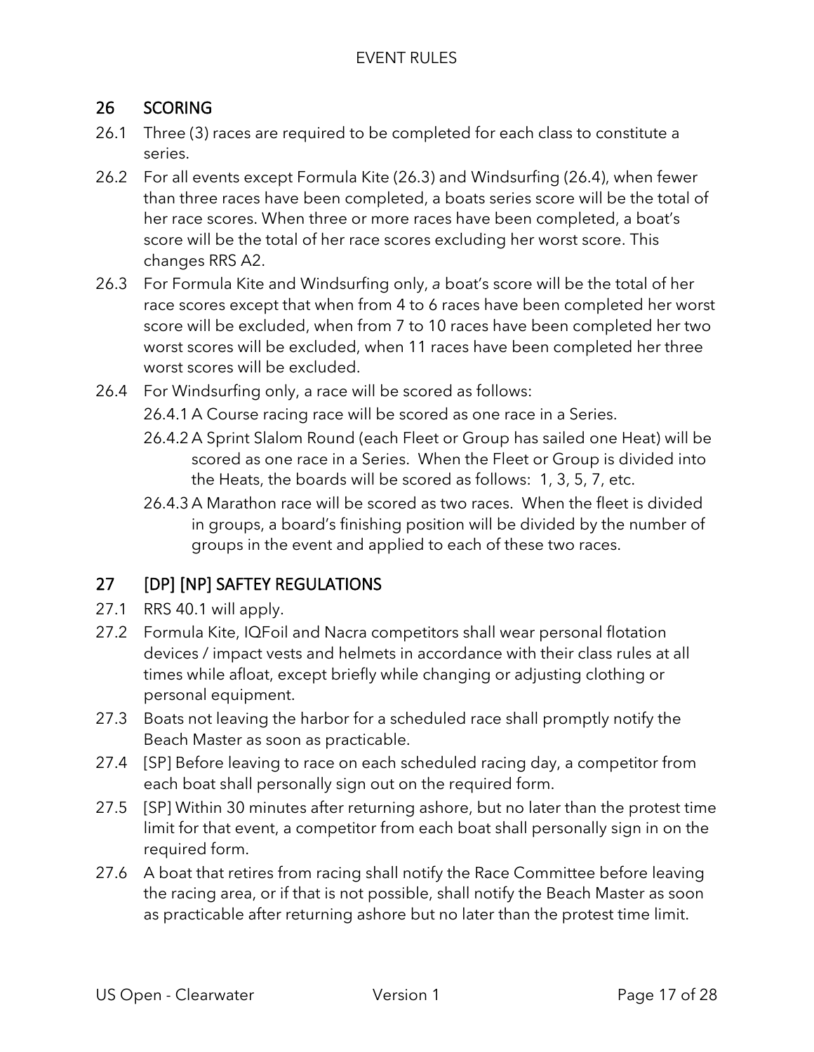## 26 SCORING

26.1 Three (3) races are required to be completed for each class to constitute a series.

26.2 For all events except Formula Kite (26.3) and Windsurfing (26.4), when fewer than three races have been completed, a boats series score will be the total of her race scores. When three or more races have been completed, a boat's score will be the total of her race scores excluding her worst score. This changes RRS A2.

26.3 For Formula Kite and Windsurfing only, *a* boat's score will be the total of her race scores except that when from 4 to 6 races have been completed her worst score will be excluded, when from 7 to 10 races have been completed her two worst scores will be excluded, when 11 races have been completed her three worst scores will be excluded.

26.4 For Windsurfing only, a race will be scored as follows:

26.4.1 A Course racing race will be scored as one race in a Series.

26.4.2 A Sprint Slalom Round (each Fleet or Group has sailed one Heat) will be scored as one race in a Series. When the Fleet or Group is divided into the Heats, the boards will be scored as follows: 1, 3, 5, 7, etc.

26.4.3 A Marathon race will be scored as two races. When the fleet is divided in groups, a board's finishing position will be divided by the number of groups in the event and applied to each of these two races.

## 27 [DP] [NP] SAFTEY REGULATIONS

27.1 RRS 40.1 will apply.

27.2 Formula Kite, IQFoil and Nacra competitors shall wear personal flotation devices / impact vests and helmets in accordance with their class rules at all times while afloat, except briefly while changing or adjusting clothing or personal equipment.

27.3 Boats not leaving the harbor for a scheduled race shall promptly notify the Beach Master as soon as practicable.

27.4 [SP] Before leaving to race on each scheduled racing day, a competitor from each boat shall personally sign out on the required form.

27.5 [SP] Within 30 minutes after returning ashore, but no later than the protest time limit for that event, a competitor from each boat shall personally sign in on the required form.

27.6 A boat that retires from racing shall notify the Race Committee before leaving the racing area, or if that is not possible, shall notify the Beach Master as soon as practicable after returning ashore but no later than the protest time limit.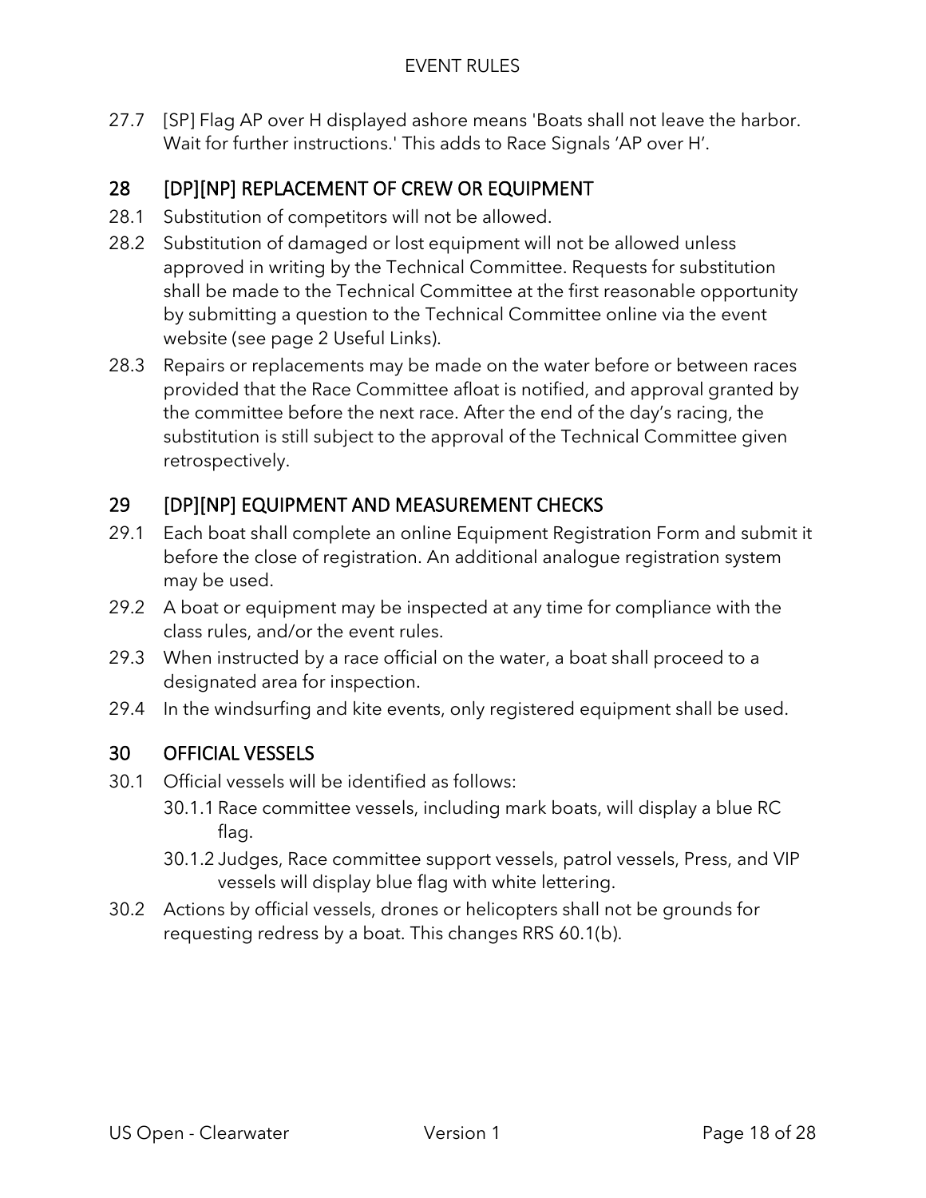27.7 [SP] Flag AP over H displayed ashore means 'Boats shall not leave the harbor. Wait for further instructions.' This adds to Race Signals 'AP over H'.

## 28 [DP][NP] REPLACEMENT OF CREW OR EQUIPMENT

28.1 Substitution of competitors will not be allowed.

28.2 Substitution of damaged or lost equipment will not be allowed unless approved in writing by the Technical Committee. Requests for substitution shall be made to the Technical Committee at the first reasonable opportunity by submitting a question to the Technical Committee online via the event website (see page 2 Useful Links).

28.3 Repairs or replacements may be made on the water before or between races provided that the Race Committee afloat is notified, and approval granted by the committee before the next race. After the end of the day's racing, the substitution is still subject to the approval of the Technical Committee given retrospectively.

## 29 [DP][NP] EQUIPMENT AND MEASUREMENT CHECKS

29.1 Each boat shall complete an online Equipment Registration Form and submit it before the close of registration. An additional analogue registration system may be used.

29.2 A boat or equipment may be inspected at any time for compliance with the class rules, and/or the event rules.

29.3 When instructed by a race official on the water, a boat shall proceed to a designated area for inspection.

29.4 In the windsurfing and kite events, only registered equipment shall be used.

## 30 OFFICIAL VESSELS

30.1 Official vessels will be identified as follows:

30.1.1 Race committee vessels, including mark boats, will display a blue RC flag.

30.1.2 Judges, Race committee support vessels, patrol vessels, Press, and VIP vessels will display blue flag with white lettering.

30.2 Actions by official vessels, drones or helicopters shall not be grounds for requesting redress by a boat. This changes RRS 60.1(b).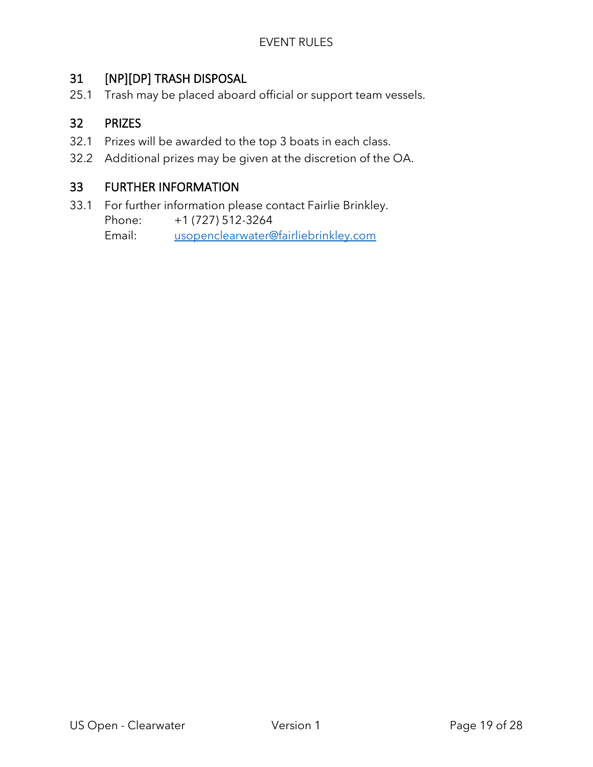## 31 [NP][DP] TRASH DISPOSAL

25.1 Trash may be placed aboard official or support team vessels.

## 32 PRIZES

32.1 Prizes will be awarded to the top 3 boats in each class.

32.2 Additional prizes may be given at the discretion of the OA.

## 33 FURTHER INFORMATION

33.1 For further information please contact Fairlie Brinkley.
Phone: +1 (727) 512-3264
Email: usopenclearwater@fairliebrinkley.com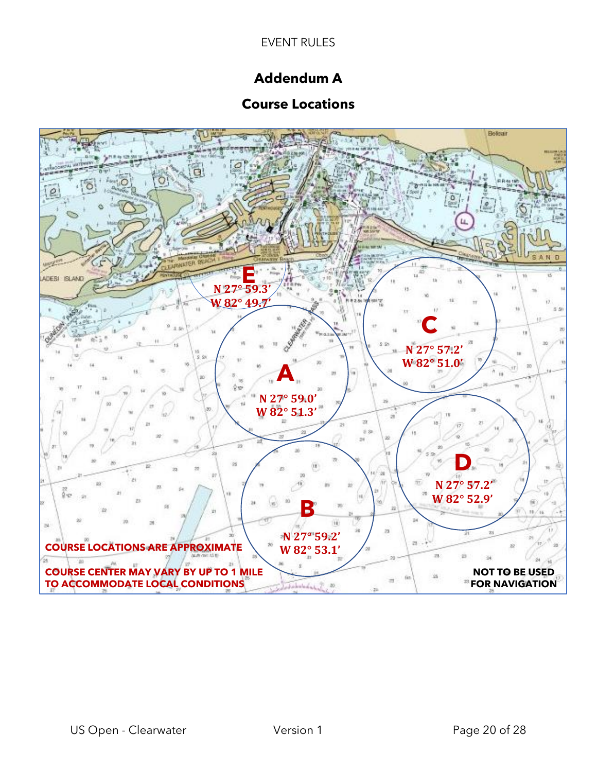## Addendum A

## Course Locations

**E**
N 27° 59.3'
W 82° 49.7'

**A**
N 27° 59.0'
W 82° 51.3'

**C**
N 27° 57.2'
W 82° 51.0'

**B**
N 27° 59.2'
W 82° 53.1'

**D**
N 27° 57.2'
W 82° 52.9'

**COURSE LOCATIONS ARE APPROXIMATE**

**COURSE CENTER MAY VARY BY UP TO 1 MILE TO ACCOMMODATE LOCAL CONDITIONS**

**NOT TO BE USED FOR NAVIGATION**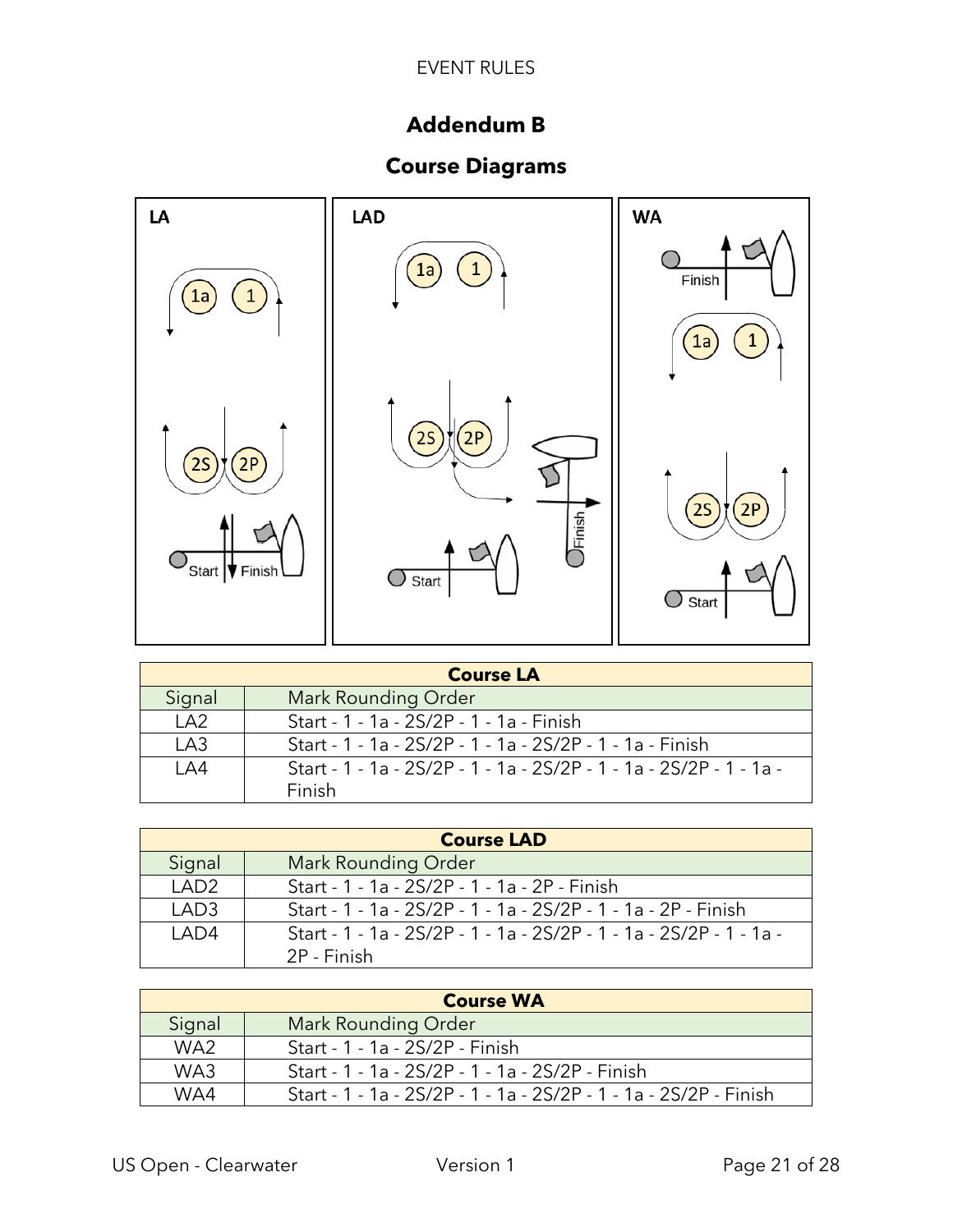## Addendum B

## Course Diagrams

LA

LAD

WA

| Course LA | |
|---|---|
| Signal | Mark Rounding Order |
| LA2 | Start - 1 - 1a - 2S/2P - 1 - 1a - Finish |
| LA3 | Start - 1 - 1a - 2S/2P - 1 - 1a - 2S/2P - 1 - 1a - Finish |
| LA4 | Start - 1 - 1a - 2S/2P - 1 - 1a - 2S/2P - 1 - 1a - 2S/2P - 1 - 1a - Finish |

| Course LAD | |
|---|---|
| Signal | Mark Rounding Order |
| LAD2 | Start - 1 - 1a - 2S/2P - 1 - 1a - 2P - Finish |
| LAD3 | Start - 1 - 1a - 2S/2P - 1 - 1a - 2S/2P - 1 - 1a - 2P - Finish |
| LAD4 | Start - 1 - 1a - 2S/2P - 1 - 1a - 2S/2P - 1 - 1a - 2S/2P - 1 - 1a - 2P - Finish |

| Course WA | |
|---|---|
| Signal | Mark Rounding Order |
| WA2 | Start - 1 - 1a - 2S/2P - Finish |
| WA3 | Start - 1 - 1a - 2S/2P - 1 - 1a - 2S/2P - Finish |
| WA4 | Start - 1 - 1a - 2S/2P - 1 - 1a - 2S/2P - 1 - 1a - 2S/2P - Finish |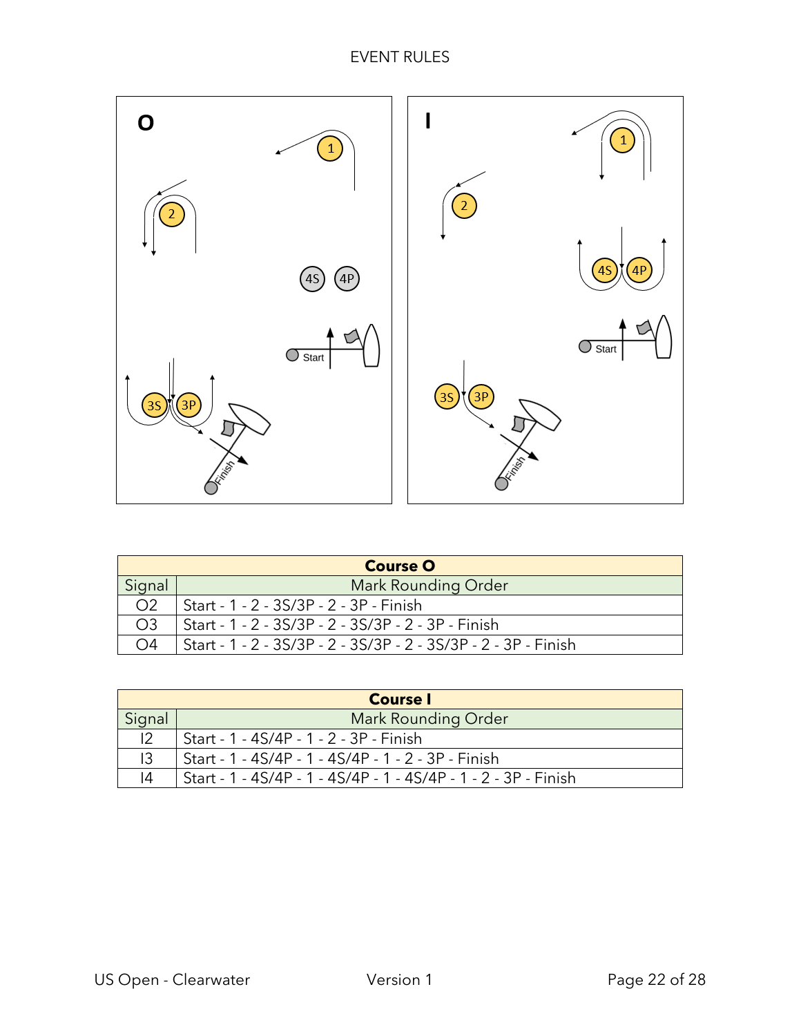| Course O | |
|---|---|
| Signal | Mark Rounding Order |
| O2 | Start - 1 - 2 - 3S/3P - 2 - 3P - Finish |
| O3 | Start - 1 - 2 - 3S/3P - 2 - 3S/3P - 2 - 3P - Finish |
| O4 | Start - 1 - 2 - 3S/3P - 2 - 3S/3P - 2 - 3S/3P - 2 - 3P - Finish |

| Course I | |
|---|---|
| Signal | Mark Rounding Order |
| I2 | Start - 1 - 4S/4P - 1 - 2 - 3P - Finish |
| I3 | Start - 1 - 4S/4P - 1 - 4S/4P - 1 - 2 - 3P - Finish |
| I4 | Start - 1 - 4S/4P - 1 - 4S/4P - 1 - 4S/4P - 1 - 2 - 3P - Finish |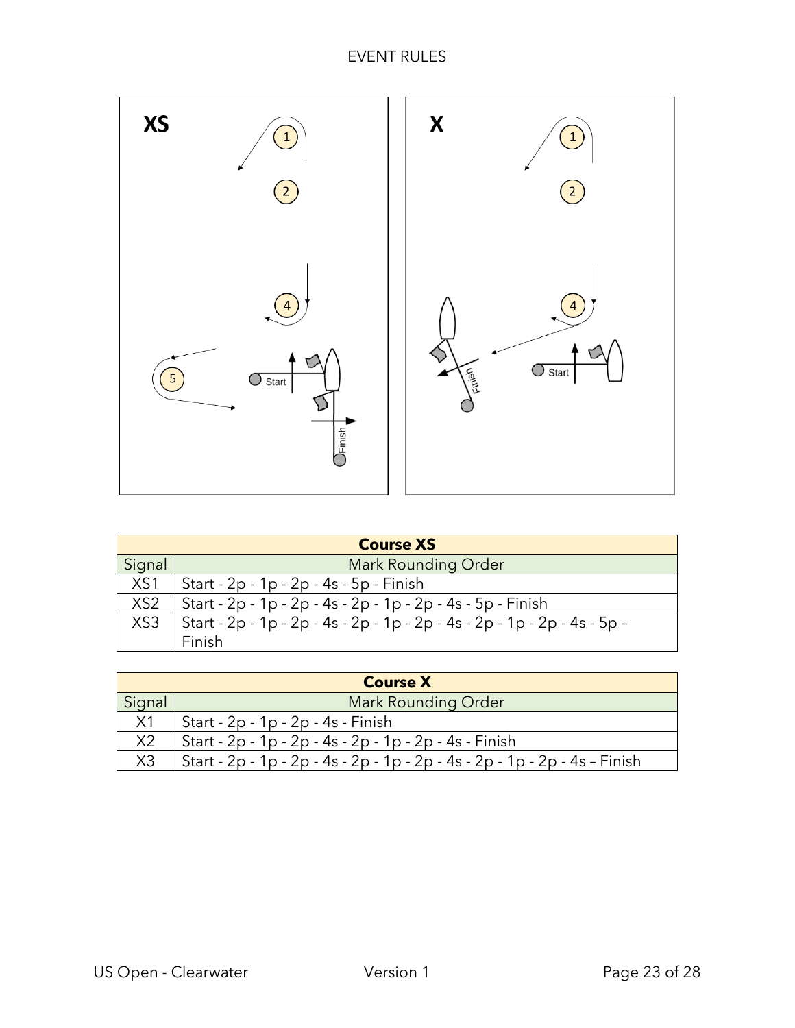XS

X

| Course XS | |
|---|---|
| Signal | Mark Rounding Order |
| XS1 | Start - 2p - 1p - 2p - 4s - 5p - Finish |
| XS2 | Start - 2p - 1p - 2p - 4s - 2p - 1p - 2p - 4s - 5p - Finish |
| XS3 | Start - 2p - 1p - 2p - 4s - 2p - 1p - 2p - 4s - 2p - 1p - 2p - 4s - 5p – Finish |

| Course X | |
|---|---|
| Signal | Mark Rounding Order |
| X1 | Start - 2p - 1p - 2p - 4s - Finish |
| X2 | Start - 2p - 1p - 2p - 4s - 2p - 1p - 2p - 4s - Finish |
| X3 | Start - 2p - 1p - 2p - 4s - 2p - 1p - 2p - 4s - 2p - 1p - 2p - 4s – Finish |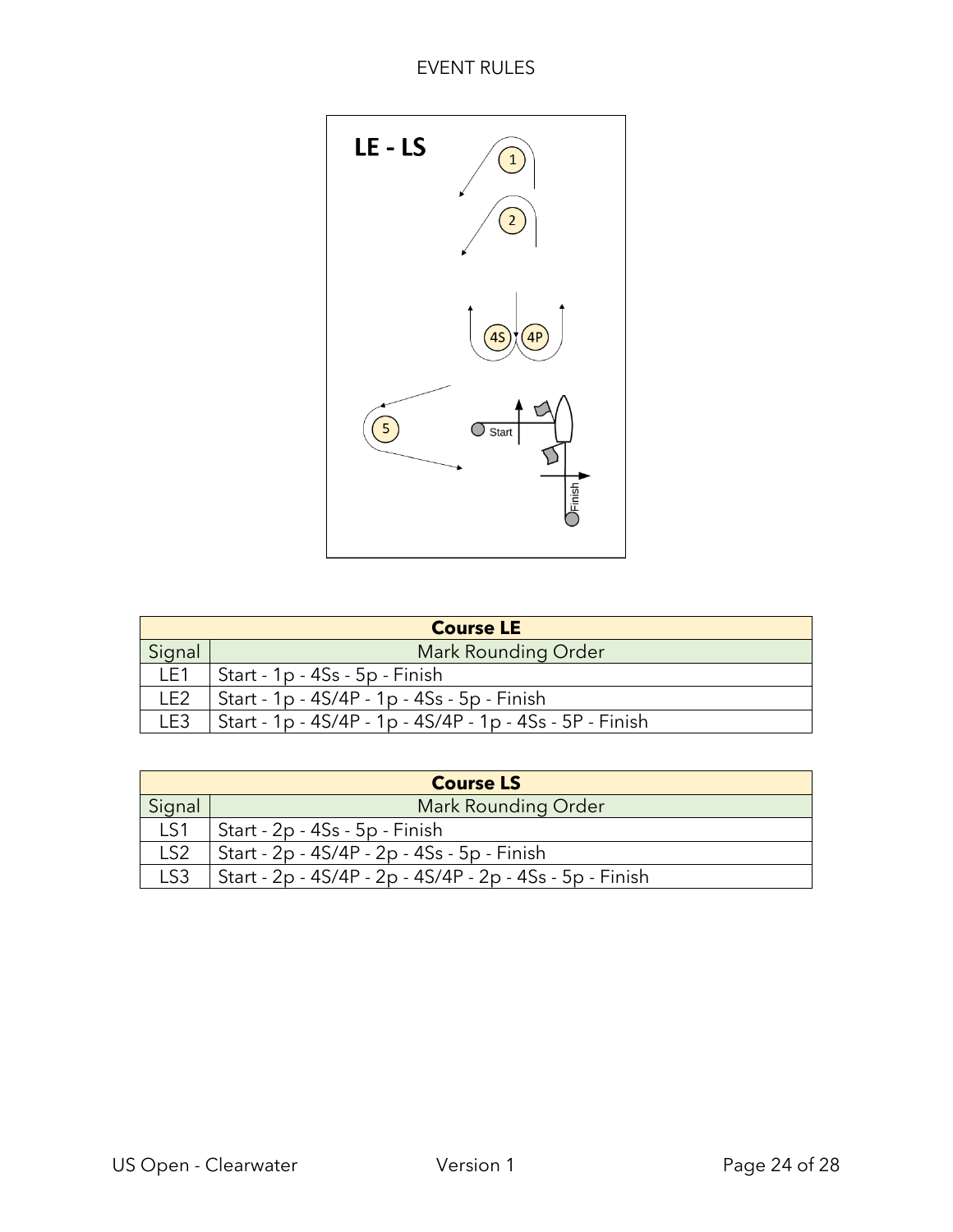**LE - LS**

| Course LE | |
|---|---|
| Signal | Mark Rounding Order |
| LE1 | Start - 1p - 4Ss - 5p - Finish |
| LE2 | Start - 1p - 4S/4P - 1p - 4Ss - 5p - Finish |
| LE3 | Start - 1p - 4S/4P - 1p - 4S/4P - 1p - 4Ss - 5P - Finish |

| Course LS | |
|---|---|
| Signal | Mark Rounding Order |
| LS1 | Start - 2p - 4Ss - 5p - Finish |
| LS2 | Start - 2p - 4S/4P - 2p - 4Ss - 5p - Finish |
| LS3 | Start - 2p - 4S/4P - 2p - 4S/4P - 2p - 4Ss - 5p - Finish |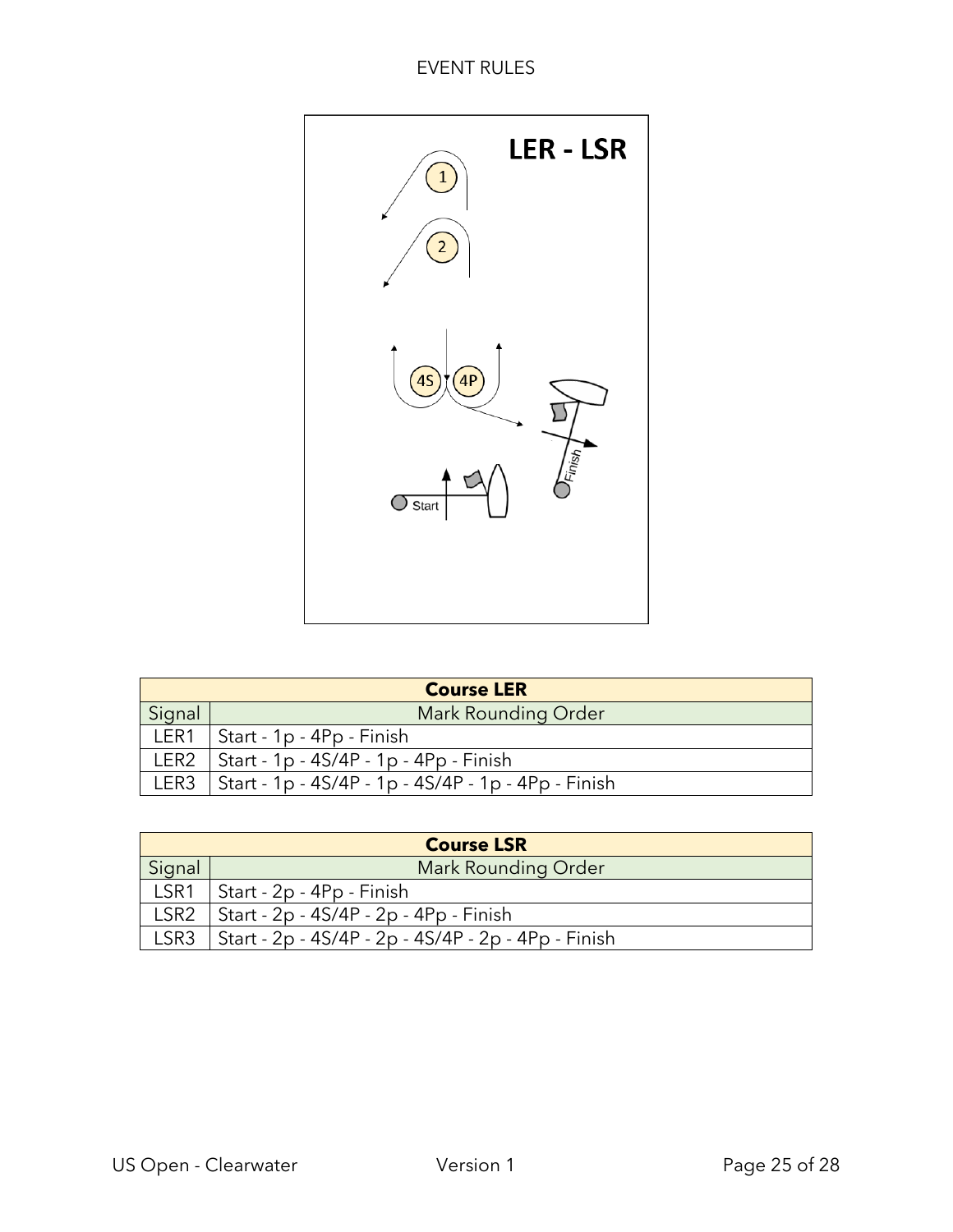LER - LSR

Start

Finish

| Course LER | |
|---|---|
| Signal | Mark Rounding Order |
| LER1 | Start - 1p - 4Pp - Finish |
| LER2 | Start - 1p - 4S/4P - 1p - 4Pp - Finish |
| LER3 | Start - 1p - 4S/4P - 1p - 4S/4P - 1p - 4Pp - Finish |

| Course LSR | |
|---|---|
| Signal | Mark Rounding Order |
| LSR1 | Start - 2p - 4Pp - Finish |
| LSR2 | Start - 2p - 4S/4P - 2p - 4Pp - Finish |
| LSR3 | Start - 2p - 4S/4P - 2p - 4S/4P - 2p - 4Pp - Finish |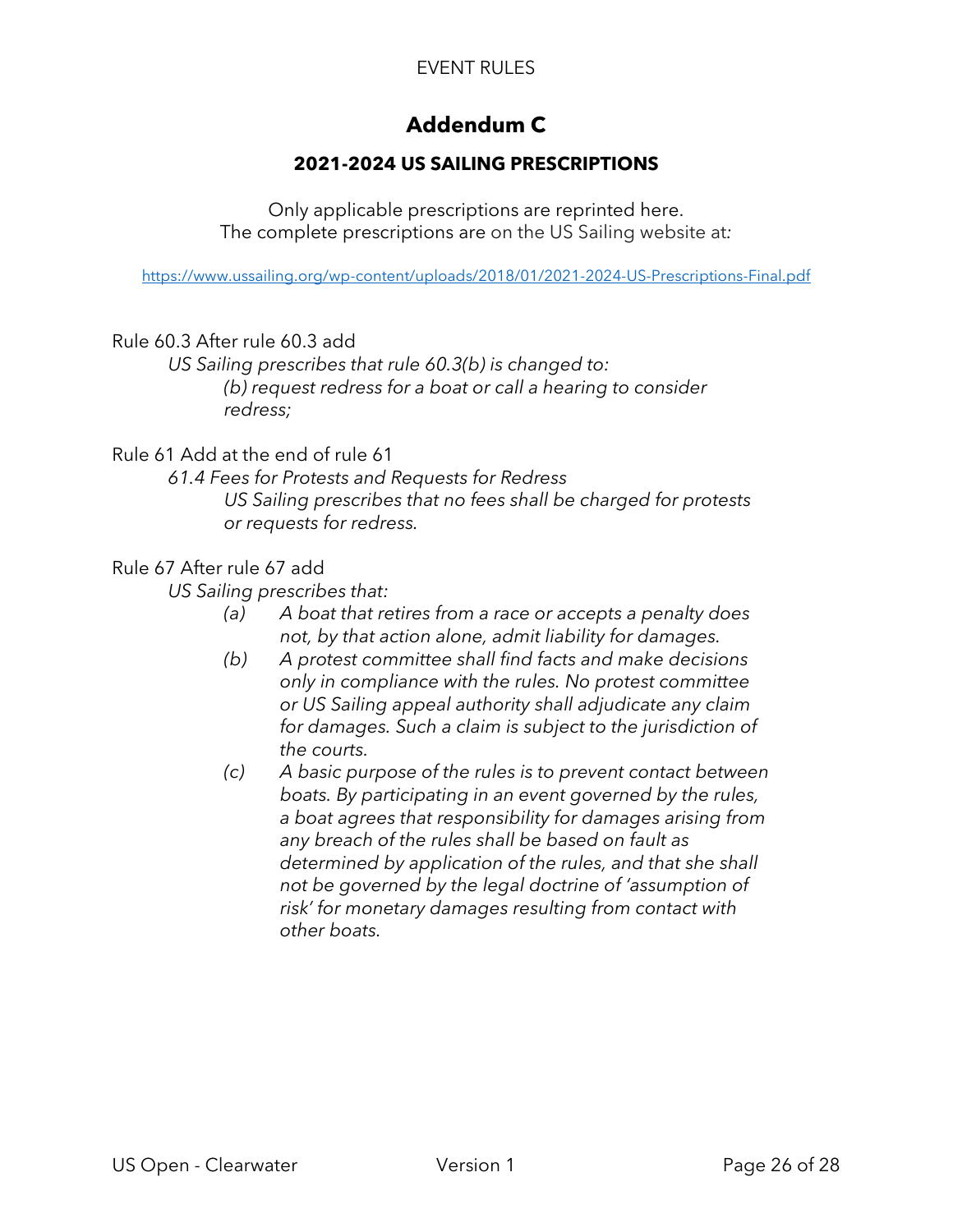# Addendum C

## 2021-2024 US SAILING PRESCRIPTIONS

Only applicable prescriptions are reprinted here.
The complete prescriptions are on the US Sailing website at:

https://www.ussailing.org/wp-content/uploads/2018/01/2021-2024-US-Prescriptions-Final.pdf

Rule 60.3 After rule 60.3 add

*US Sailing prescribes that rule 60.3(b) is changed to:*

*(b) request redress for a boat or call a hearing to consider redress;*

Rule 61 Add at the end of rule 61

*61.4 Fees for Protests and Requests for Redress*

*US Sailing prescribes that no fees shall be charged for protests or requests for redress.*

Rule 67 After rule 67 add

*US Sailing prescribes that:*

- *(a) A boat that retires from a race or accepts a penalty does not, by that action alone, admit liability for damages.*
- *(b) A protest committee shall find facts and make decisions only in compliance with the rules. No protest committee or US Sailing appeal authority shall adjudicate any claim for damages. Such a claim is subject to the jurisdiction of the courts.*
- *(c) A basic purpose of the rules is to prevent contact between boats. By participating in an event governed by the rules, a boat agrees that responsibility for damages arising from any breach of the rules shall be based on fault as determined by application of the rules, and that she shall not be governed by the legal doctrine of 'assumption of risk' for monetary damages resulting from contact with other boats.*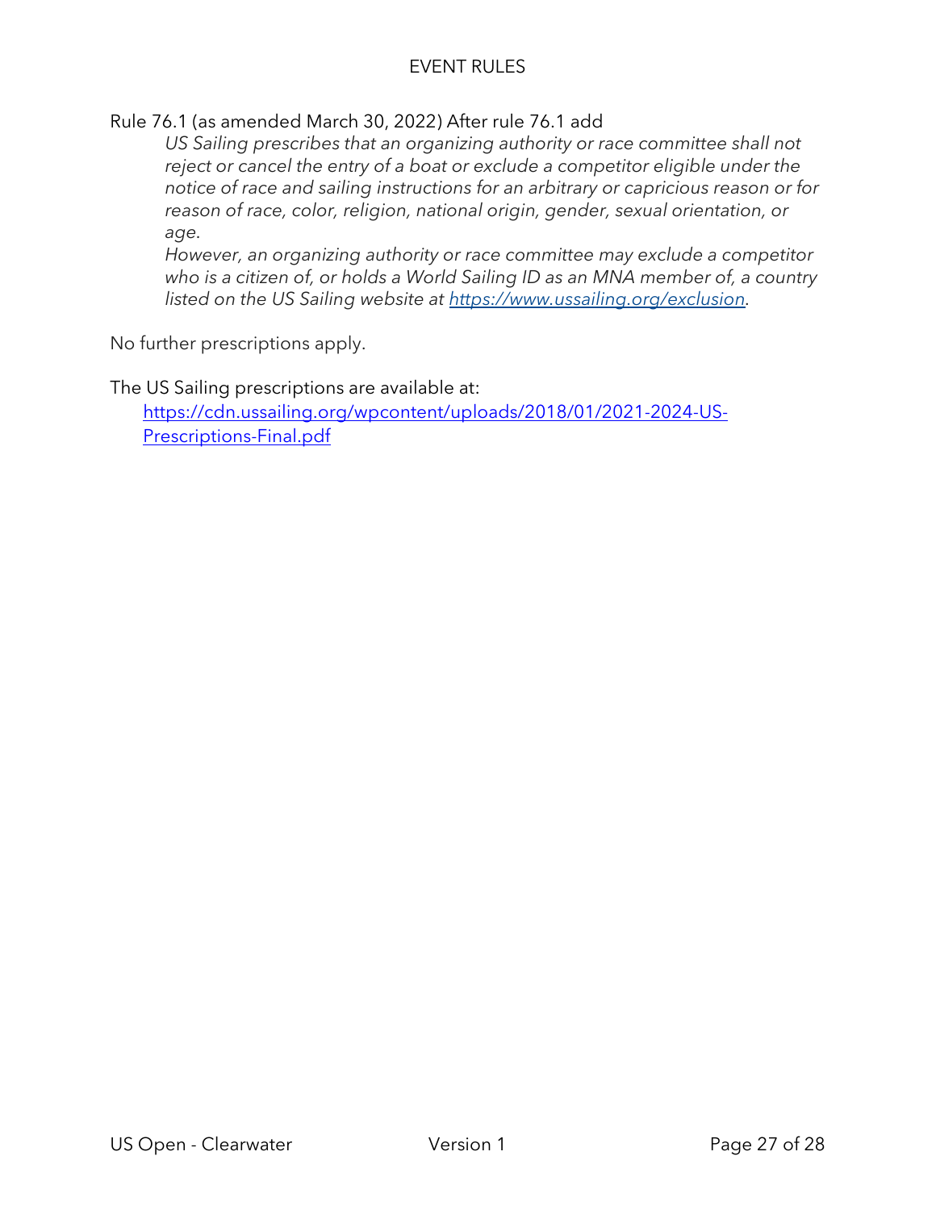Rule 76.1 (as amended March 30, 2022) After rule 76.1 add

> *US Sailing prescribes that an organizing authority or race committee shall not reject or cancel the entry of a boat or exclude a competitor eligible under the notice of race and sailing instructions for an arbitrary or capricious reason or for reason of race, color, religion, national origin, gender, sexual orientation, or age.*
>
> *However, an organizing authority or race committee may exclude a competitor who is a citizen of, or holds a World Sailing ID as an MNA member of, a country listed on the US Sailing website at [https://www.ussailing.org/exclusion](https://www.ussailing.org/exclusion).*

No further prescriptions apply.

The US Sailing prescriptions are available at:

[https://cdn.ussailing.org/wpcontent/uploads/2018/01/2021-2024-US-Prescriptions-Final.pdf](https://cdn.ussailing.org/wpcontent/uploads/2018/01/2021-2024-US-Prescriptions-Final.pdf)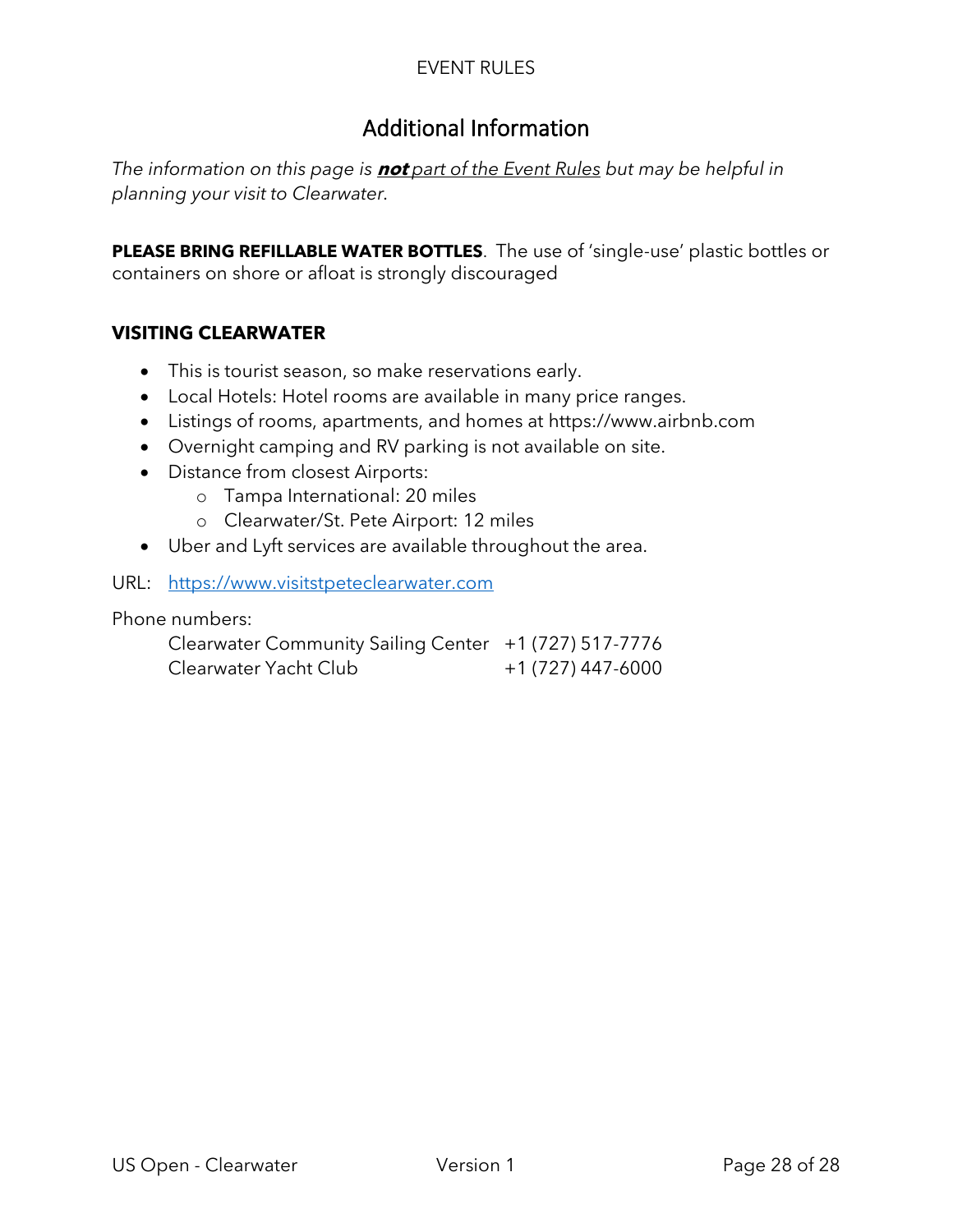## Additional Information

*The information on this page is* ***not*** *part of the Event Rules but may be helpful in planning your visit to Clearwater.*

**PLEASE BRING REFILLABLE WATER BOTTLES**. The use of 'single-use' plastic bottles or containers on shore or afloat is strongly discouraged

**VISITING CLEARWATER**

- This is tourist season, so make reservations early.
- Local Hotels: Hotel rooms are available in many price ranges.
- Listings of rooms, apartments, and homes at https://www.airbnb.com
- Overnight camping and RV parking is not available on site.
- Distance from closest Airports:
  - Tampa International: 20 miles
  - Clearwater/St. Pete Airport: 12 miles
- Uber and Lyft services are available throughout the area.

URL: https://www.visitstpeteclearwater.com

Phone numbers:

| | |
|---|---|
| Clearwater Community Sailing Center | +1 (727) 517-7776 |
| Clearwater Yacht Club | +1 (727) 447-6000 |